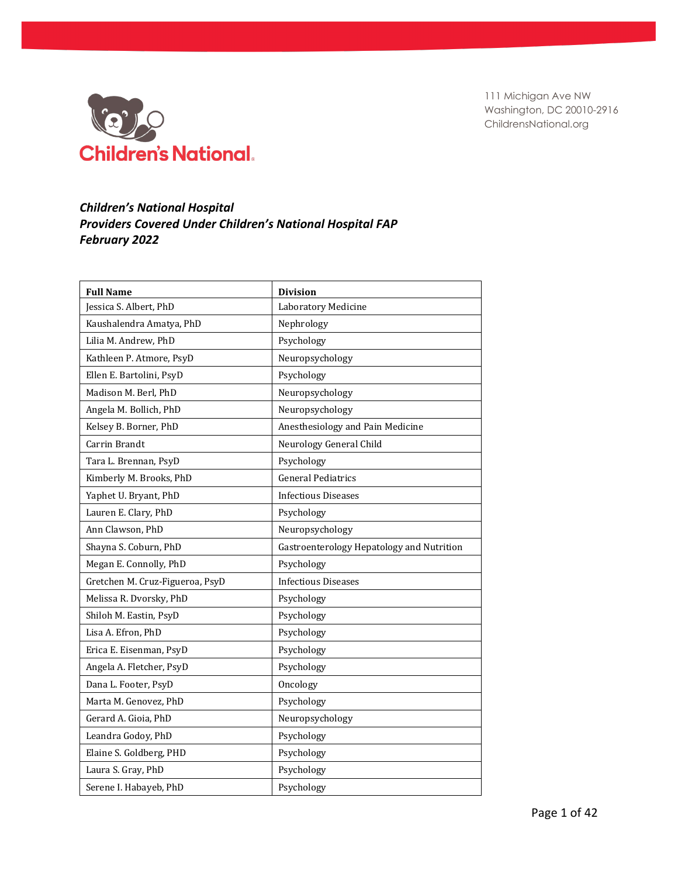Children's National

111 Michigan Ave NW
Washington, DC 20010-2916
ChildrensNational.org

***Children's National Hospital***
***Providers Covered Under Children's National Hospital FAP***
***February 2022***

| Full Name | Division |
|---|---|
| Jessica S. Albert, PhD | Laboratory Medicine |
| Kaushalendra Amatya, PhD | Nephrology |
| Lilia M. Andrew, PhD | Psychology |
| Kathleen P. Atmore, PsyD | Neuropsychology |
| Ellen E. Bartolini, PsyD | Psychology |
| Madison M. Berl, PhD | Neuropsychology |
| Angela M. Bollich, PhD | Neuropsychology |
| Kelsey B. Borner, PhD | Anesthesiology and Pain Medicine |
| Carrin Brandt | Neurology General Child |
| Tara L. Brennan, PsyD | Psychology |
| Kimberly M. Brooks, PhD | General Pediatrics |
| Yaphet U. Bryant, PhD | Infectious Diseases |
| Lauren E. Clary, PhD | Psychology |
| Ann Clawson, PhD | Neuropsychology |
| Shayna S. Coburn, PhD | Gastroenterology Hepatology and Nutrition |
| Megan E. Connolly, PhD | Psychology |
| Gretchen M. Cruz-Figueroa, PsyD | Infectious Diseases |
| Melissa R. Dvorsky, PhD | Psychology |
| Shiloh M. Eastin, PsyD | Psychology |
| Lisa A. Efron, PhD | Psychology |
| Erica E. Eisenman, PsyD | Psychology |
| Angela A. Fletcher, PsyD | Psychology |
| Dana L. Footer, PsyD | Oncology |
| Marta M. Genovez, PhD | Psychology |
| Gerard A. Gioia, PhD | Neuropsychology |
| Leandra Godoy, PhD | Psychology |
| Elaine S. Goldberg, PHD | Psychology |
| Laura S. Gray, PhD | Psychology |
| Serene I. Habayeb, PhD | Psychology |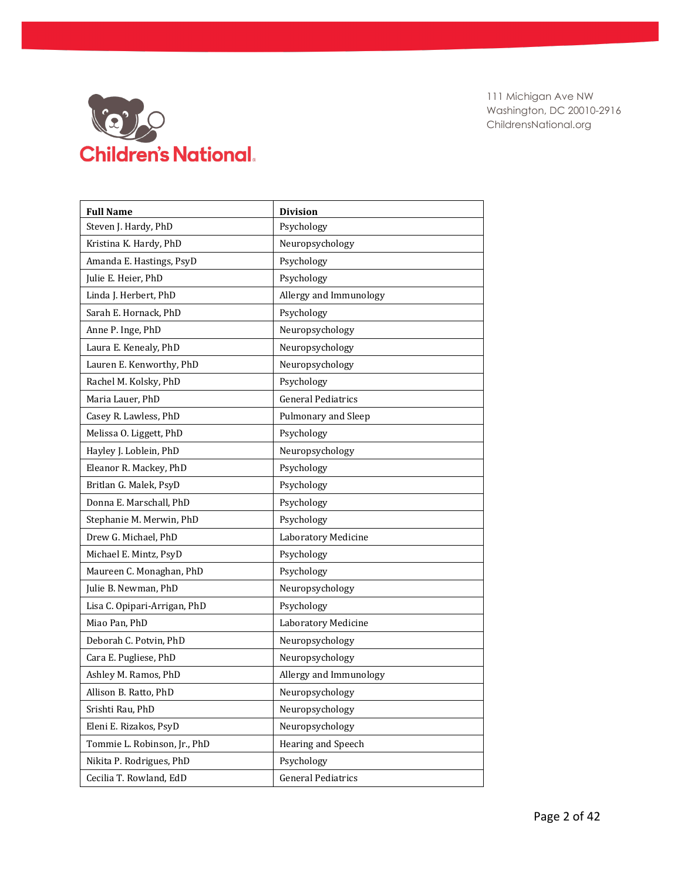Children's National

111 Michigan Ave NW
Washington, DC 20010-2916
ChildrensNational.org

| Full Name | Division |
|---|---|
| Steven J. Hardy, PhD | Psychology |
| Kristina K. Hardy, PhD | Neuropsychology |
| Amanda E. Hastings, PsyD | Psychology |
| Julie E. Heier, PhD | Psychology |
| Linda J. Herbert, PhD | Allergy and Immunology |
| Sarah E. Hornack, PhD | Psychology |
| Anne P. Inge, PhD | Neuropsychology |
| Laura E. Kenealy, PhD | Neuropsychology |
| Lauren E. Kenworthy, PhD | Neuropsychology |
| Rachel M. Kolsky, PhD | Psychology |
| Maria Lauer, PhD | General Pediatrics |
| Casey R. Lawless, PhD | Pulmonary and Sleep |
| Melissa O. Liggett, PhD | Psychology |
| Hayley J. Loblein, PhD | Neuropsychology |
| Eleanor R. Mackey, PhD | Psychology |
| Britlan G. Malek, PsyD | Psychology |
| Donna E. Marschall, PhD | Psychology |
| Stephanie M. Merwin, PhD | Psychology |
| Drew G. Michael, PhD | Laboratory Medicine |
| Michael E. Mintz, PsyD | Psychology |
| Maureen C. Monaghan, PhD | Psychology |
| Julie B. Newman, PhD | Neuropsychology |
| Lisa C. Opipari-Arrigan, PhD | Psychology |
| Miao Pan, PhD | Laboratory Medicine |
| Deborah C. Potvin, PhD | Neuropsychology |
| Cara E. Pugliese, PhD | Neuropsychology |
| Ashley M. Ramos, PhD | Allergy and Immunology |
| Allison B. Ratto, PhD | Neuropsychology |
| Srishti Rau, PhD | Neuropsychology |
| Eleni E. Rizakos, PsyD | Neuropsychology |
| Tommie L. Robinson, Jr., PhD | Hearing and Speech |
| Nikita P. Rodrigues, PhD | Psychology |
| Cecilia T. Rowland, EdD | General Pediatrics |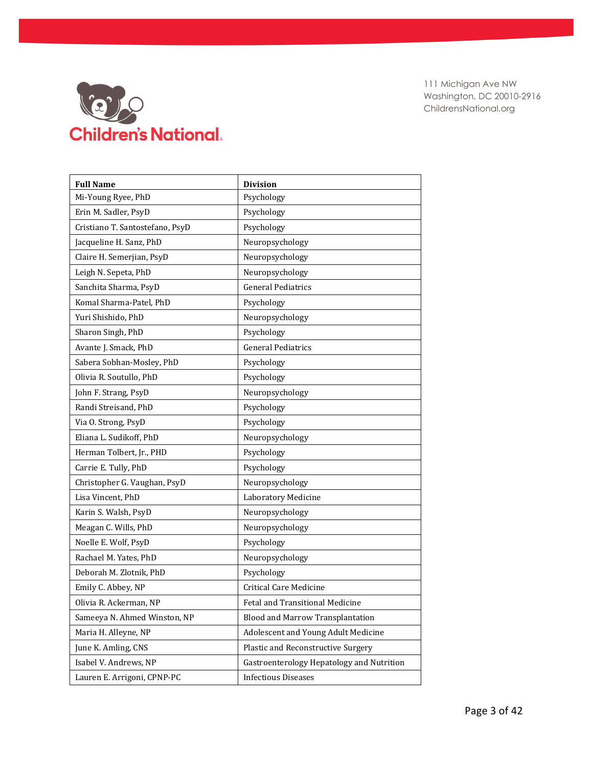111 Michigan Ave NW
Washington, DC 20010-2916
ChildrensNational.org

| Full Name | Division |
|---|---|
| Mi-Young Ryee, PhD | Psychology |
| Erin M. Sadler, PsyD | Psychology |
| Cristiano T. Santostefano, PsyD | Psychology |
| Jacqueline H. Sanz, PhD | Neuropsychology |
| Claire H. Semerjian, PsyD | Neuropsychology |
| Leigh N. Sepeta, PhD | Neuropsychology |
| Sanchita Sharma, PsyD | General Pediatrics |
| Komal Sharma-Patel, PhD | Psychology |
| Yuri Shishido, PhD | Neuropsychology |
| Sharon Singh, PhD | Psychology |
| Avante J. Smack, PhD | General Pediatrics |
| Sabera Sobhan-Mosley, PhD | Psychology |
| Olivia R. Soutullo, PhD | Psychology |
| John F. Strang, PsyD | Neuropsychology |
| Randi Streisand, PhD | Psychology |
| Via O. Strong, PsyD | Psychology |
| Eliana L. Sudikoff, PhD | Neuropsychology |
| Herman Tolbert, Jr., PHD | Psychology |
| Carrie E. Tully, PhD | Psychology |
| Christopher G. Vaughan, PsyD | Neuropsychology |
| Lisa Vincent, PhD | Laboratory Medicine |
| Karin S. Walsh, PsyD | Neuropsychology |
| Meagan C. Wills, PhD | Neuropsychology |
| Noelle E. Wolf, PsyD | Psychology |
| Rachael M. Yates, PhD | Neuropsychology |
| Deborah M. Zlotnik, PhD | Psychology |
| Emily C. Abbey, NP | Critical Care Medicine |
| Olivia R. Ackerman, NP | Fetal and Transitional Medicine |
| Sameeya N. Ahmed Winston, NP | Blood and Marrow Transplantation |
| Maria H. Alleyne, NP | Adolescent and Young Adult Medicine |
| June K. Amling, CNS | Plastic and Reconstructive Surgery |
| Isabel V. Andrews, NP | Gastroenterology Hepatology and Nutrition |
| Lauren E. Arrigoni, CPNP-PC | Infectious Diseases |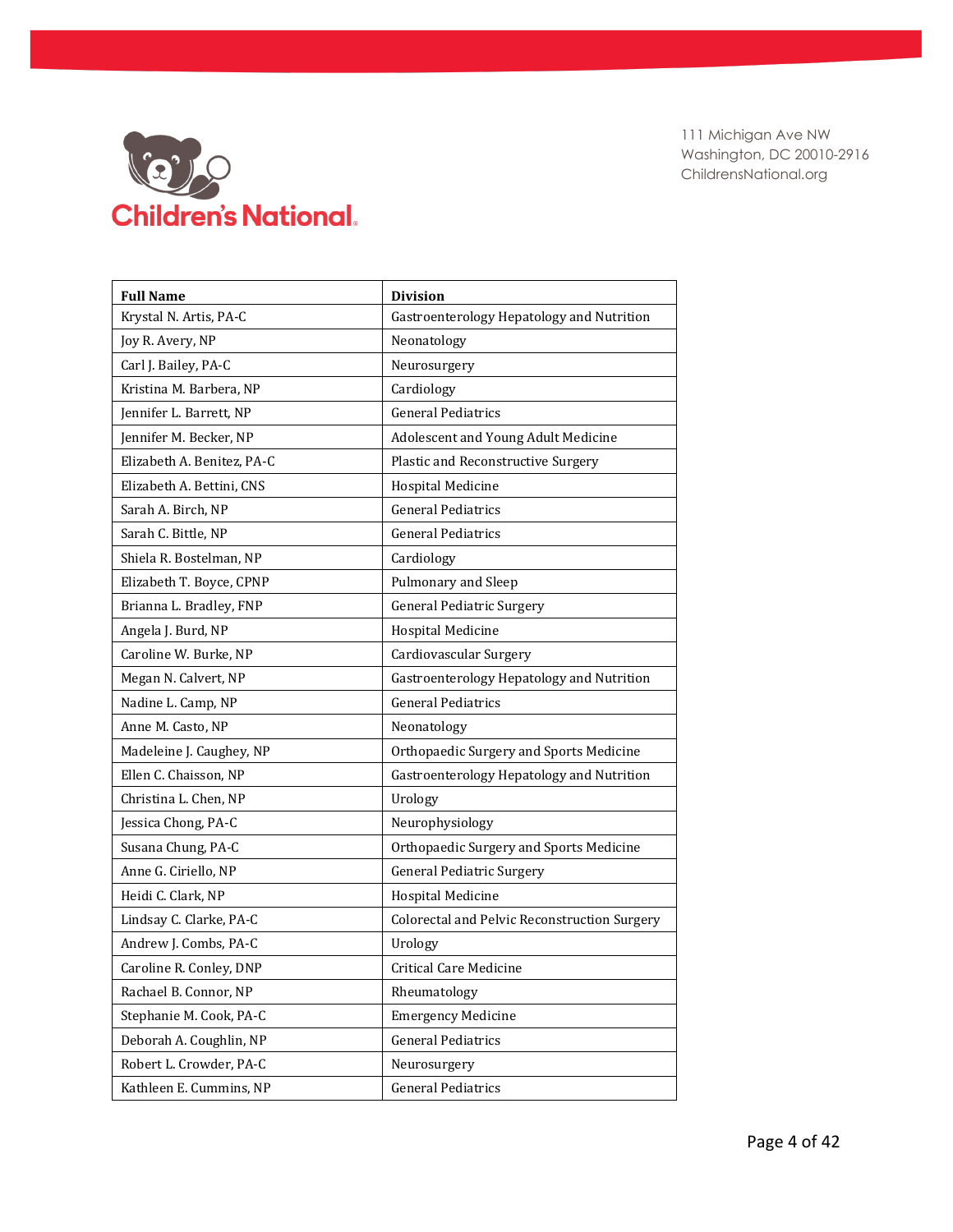111 Michigan Ave NW
Washington, DC 20010-2916
ChildrensNational.org

| Full Name | Division |
|---|---|
| Krystal N. Artis, PA-C | Gastroenterology Hepatology and Nutrition |
| Joy R. Avery, NP | Neonatology |
| Carl J. Bailey, PA-C | Neurosurgery |
| Kristina M. Barbera, NP | Cardiology |
| Jennifer L. Barrett, NP | General Pediatrics |
| Jennifer M. Becker, NP | Adolescent and Young Adult Medicine |
| Elizabeth A. Benitez, PA-C | Plastic and Reconstructive Surgery |
| Elizabeth A. Bettini, CNS | Hospital Medicine |
| Sarah A. Birch, NP | General Pediatrics |
| Sarah C. Bittle, NP | General Pediatrics |
| Shiela R. Bostelman, NP | Cardiology |
| Elizabeth T. Boyce, CPNP | Pulmonary and Sleep |
| Brianna L. Bradley, FNP | General Pediatric Surgery |
| Angela J. Burd, NP | Hospital Medicine |
| Caroline W. Burke, NP | Cardiovascular Surgery |
| Megan N. Calvert, NP | Gastroenterology Hepatology and Nutrition |
| Nadine L. Camp, NP | General Pediatrics |
| Anne M. Casto, NP | Neonatology |
| Madeleine J. Caughey, NP | Orthopaedic Surgery and Sports Medicine |
| Ellen C. Chaisson, NP | Gastroenterology Hepatology and Nutrition |
| Christina L. Chen, NP | Urology |
| Jessica Chong, PA-C | Neurophysiology |
| Susana Chung, PA-C | Orthopaedic Surgery and Sports Medicine |
| Anne G. Ciriello, NP | General Pediatric Surgery |
| Heidi C. Clark, NP | Hospital Medicine |
| Lindsay C. Clarke, PA-C | Colorectal and Pelvic Reconstruction Surgery |
| Andrew J. Combs, PA-C | Urology |
| Caroline R. Conley, DNP | Critical Care Medicine |
| Rachael B. Connor, NP | Rheumatology |
| Stephanie M. Cook, PA-C | Emergency Medicine |
| Deborah A. Coughlin, NP | General Pediatrics |
| Robert L. Crowder, PA-C | Neurosurgery |
| Kathleen E. Cummins, NP | General Pediatrics |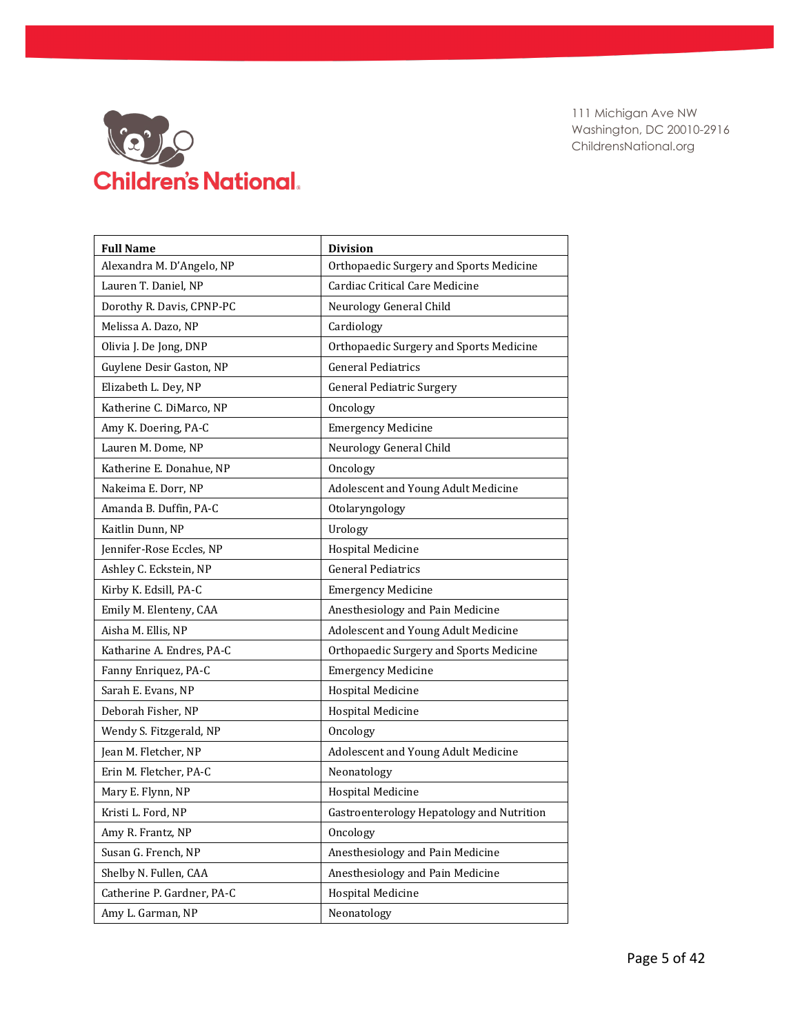111 Michigan Ave NW
Washington, DC 20010-2916
ChildrensNational.org

| Full Name | Division |
|---|---|
| Alexandra M. D'Angelo, NP | Orthopaedic Surgery and Sports Medicine |
| Lauren T. Daniel, NP | Cardiac Critical Care Medicine |
| Dorothy R. Davis, CPNP-PC | Neurology General Child |
| Melissa A. Dazo, NP | Cardiology |
| Olivia J. De Jong, DNP | Orthopaedic Surgery and Sports Medicine |
| Guylene Desir Gaston, NP | General Pediatrics |
| Elizabeth L. Dey, NP | General Pediatric Surgery |
| Katherine C. DiMarco, NP | Oncology |
| Amy K. Doering, PA-C | Emergency Medicine |
| Lauren M. Dome, NP | Neurology General Child |
| Katherine E. Donahue, NP | Oncology |
| Nakeima E. Dorr, NP | Adolescent and Young Adult Medicine |
| Amanda B. Duffin, PA-C | Otolaryngology |
| Kaitlin Dunn, NP | Urology |
| Jennifer-Rose Eccles, NP | Hospital Medicine |
| Ashley C. Eckstein, NP | General Pediatrics |
| Kirby K. Edsill, PA-C | Emergency Medicine |
| Emily M. Elenteny, CAA | Anesthesiology and Pain Medicine |
| Aisha M. Ellis, NP | Adolescent and Young Adult Medicine |
| Katharine A. Endres, PA-C | Orthopaedic Surgery and Sports Medicine |
| Fanny Enriquez, PA-C | Emergency Medicine |
| Sarah E. Evans, NP | Hospital Medicine |
| Deborah Fisher, NP | Hospital Medicine |
| Wendy S. Fitzgerald, NP | Oncology |
| Jean M. Fletcher, NP | Adolescent and Young Adult Medicine |
| Erin M. Fletcher, PA-C | Neonatology |
| Mary E. Flynn, NP | Hospital Medicine |
| Kristi L. Ford, NP | Gastroenterology Hepatology and Nutrition |
| Amy R. Frantz, NP | Oncology |
| Susan G. French, NP | Anesthesiology and Pain Medicine |
| Shelby N. Fullen, CAA | Anesthesiology and Pain Medicine |
| Catherine P. Gardner, PA-C | Hospital Medicine |
| Amy L. Garman, NP | Neonatology |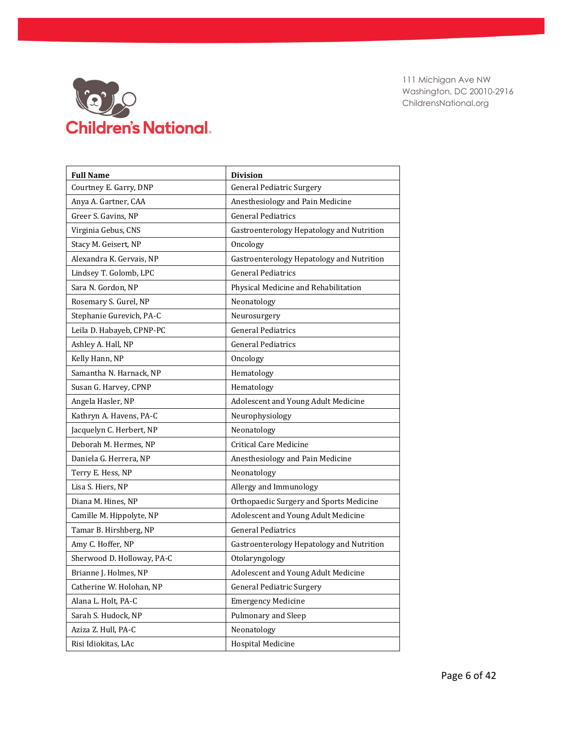| Full Name | Division |
|---|---|
| Courtney E. Garry, DNP | General Pediatric Surgery |
| Anya A. Gartner, CAA | Anesthesiology and Pain Medicine |
| Greer S. Gavins, NP | General Pediatrics |
| Virginia Gebus, CNS | Gastroenterology Hepatology and Nutrition |
| Stacy M. Geisert, NP | Oncology |
| Alexandra K. Gervais, NP | Gastroenterology Hepatology and Nutrition |
| Lindsey T. Golomb, LPC | General Pediatrics |
| Sara N. Gordon, NP | Physical Medicine and Rehabilitation |
| Rosemary S. Gurel, NP | Neonatology |
| Stephanie Gurevich, PA-C | Neurosurgery |
| Leila D. Habayeb, CPNP-PC | General Pediatrics |
| Ashley A. Hall, NP | General Pediatrics |
| Kelly Hann, NP | Oncology |
| Samantha N. Harnack, NP | Hematology |
| Susan G. Harvey, CPNP | Hematology |
| Angela Hasler, NP | Adolescent and Young Adult Medicine |
| Kathryn A. Havens, PA-C | Neurophysiology |
| Jacquelyn C. Herbert, NP | Neonatology |
| Deborah M. Hermes, NP | Critical Care Medicine |
| Daniela G. Herrera, NP | Anesthesiology and Pain Medicine |
| Terry E. Hess, NP | Neonatology |
| Lisa S. Hiers, NP | Allergy and Immunology |
| Diana M. Hines, NP | Orthopaedic Surgery and Sports Medicine |
| Camille M. Hippolyte, NP | Adolescent and Young Adult Medicine |
| Tamar B. Hirshberg, NP | General Pediatrics |
| Amy C. Hoffer, NP | Gastroenterology Hepatology and Nutrition |
| Sherwood D. Holloway, PA-C | Otolaryngology |
| Brianne J. Holmes, NP | Adolescent and Young Adult Medicine |
| Catherine W. Holohan, NP | General Pediatric Surgery |
| Alana L. Holt, PA-C | Emergency Medicine |
| Sarah S. Hudock, NP | Pulmonary and Sleep |
| Aziza Z. Hull, PA-C | Neonatology |
| Risi Idiokitas, LAc | Hospital Medicine |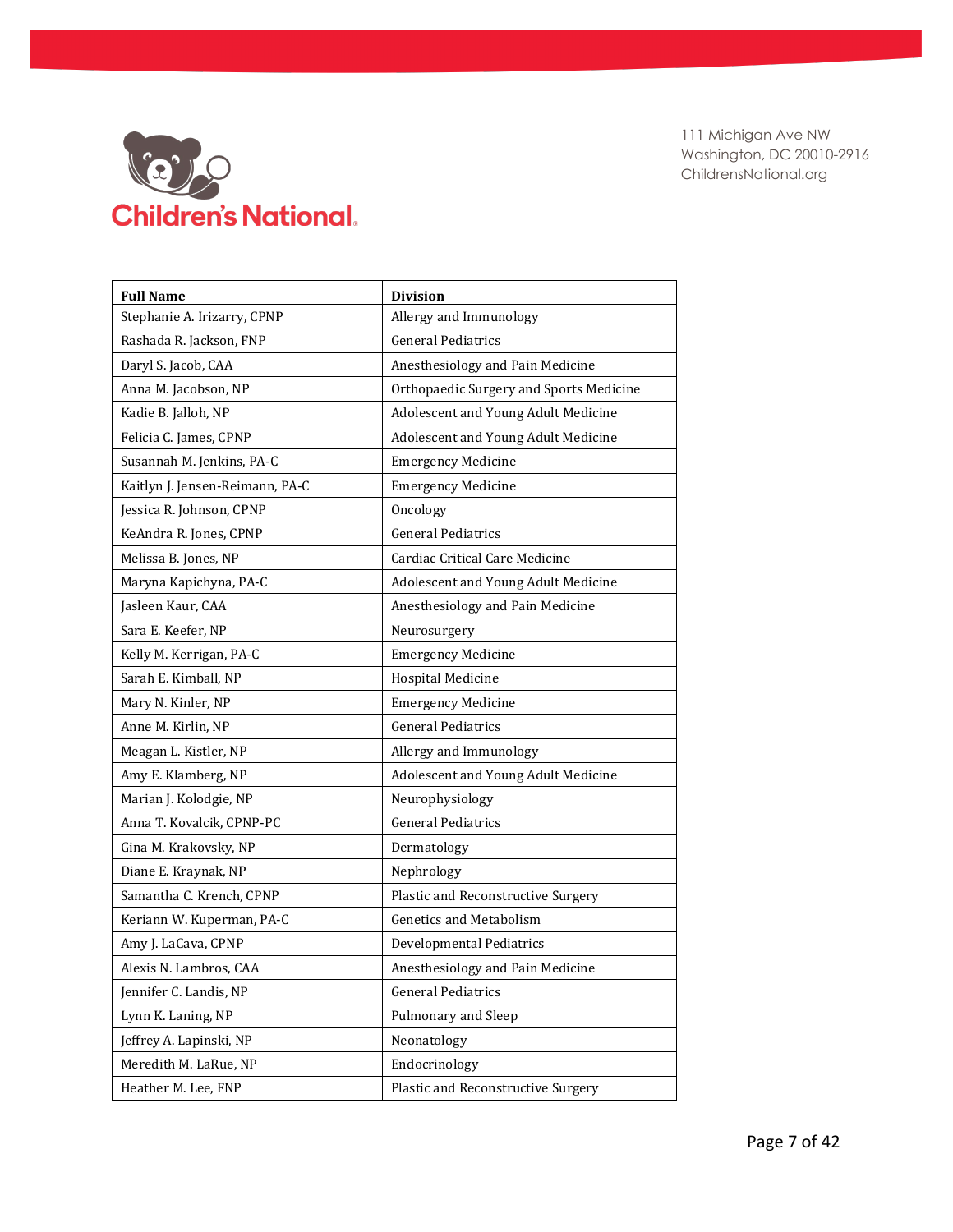| Full Name | Division |
|---|---|
| Stephanie A. Irizarry, CPNP | Allergy and Immunology |
| Rashada R. Jackson, FNP | General Pediatrics |
| Daryl S. Jacob, CAA | Anesthesiology and Pain Medicine |
| Anna M. Jacobson, NP | Orthopaedic Surgery and Sports Medicine |
| Kadie B. Jalloh, NP | Adolescent and Young Adult Medicine |
| Felicia C. James, CPNP | Adolescent and Young Adult Medicine |
| Susannah M. Jenkins, PA-C | Emergency Medicine |
| Kaitlyn J. Jensen-Reimann, PA-C | Emergency Medicine |
| Jessica R. Johnson, CPNP | Oncology |
| KeAndra R. Jones, CPNP | General Pediatrics |
| Melissa B. Jones, NP | Cardiac Critical Care Medicine |
| Maryna Kapichyna, PA-C | Adolescent and Young Adult Medicine |
| Jasleen Kaur, CAA | Anesthesiology and Pain Medicine |
| Sara E. Keefer, NP | Neurosurgery |
| Kelly M. Kerrigan, PA-C | Emergency Medicine |
| Sarah E. Kimball, NP | Hospital Medicine |
| Mary N. Kinler, NP | Emergency Medicine |
| Anne M. Kirlin, NP | General Pediatrics |
| Meagan L. Kistler, NP | Allergy and Immunology |
| Amy E. Klamberg, NP | Adolescent and Young Adult Medicine |
| Marian J. Kolodgie, NP | Neurophysiology |
| Anna T. Kovalcik, CPNP-PC | General Pediatrics |
| Gina M. Krakovsky, NP | Dermatology |
| Diane E. Kraynak, NP | Nephrology |
| Samantha C. Krench, CPNP | Plastic and Reconstructive Surgery |
| Keriann W. Kuperman, PA-C | Genetics and Metabolism |
| Amy J. LaCava, CPNP | Developmental Pediatrics |
| Alexis N. Lambros, CAA | Anesthesiology and Pain Medicine |
| Jennifer C. Landis, NP | General Pediatrics |
| Lynn K. Laning, NP | Pulmonary and Sleep |
| Jeffrey A. Lapinski, NP | Neonatology |
| Meredith M. LaRue, NP | Endocrinology |
| Heather M. Lee, FNP | Plastic and Reconstructive Surgery |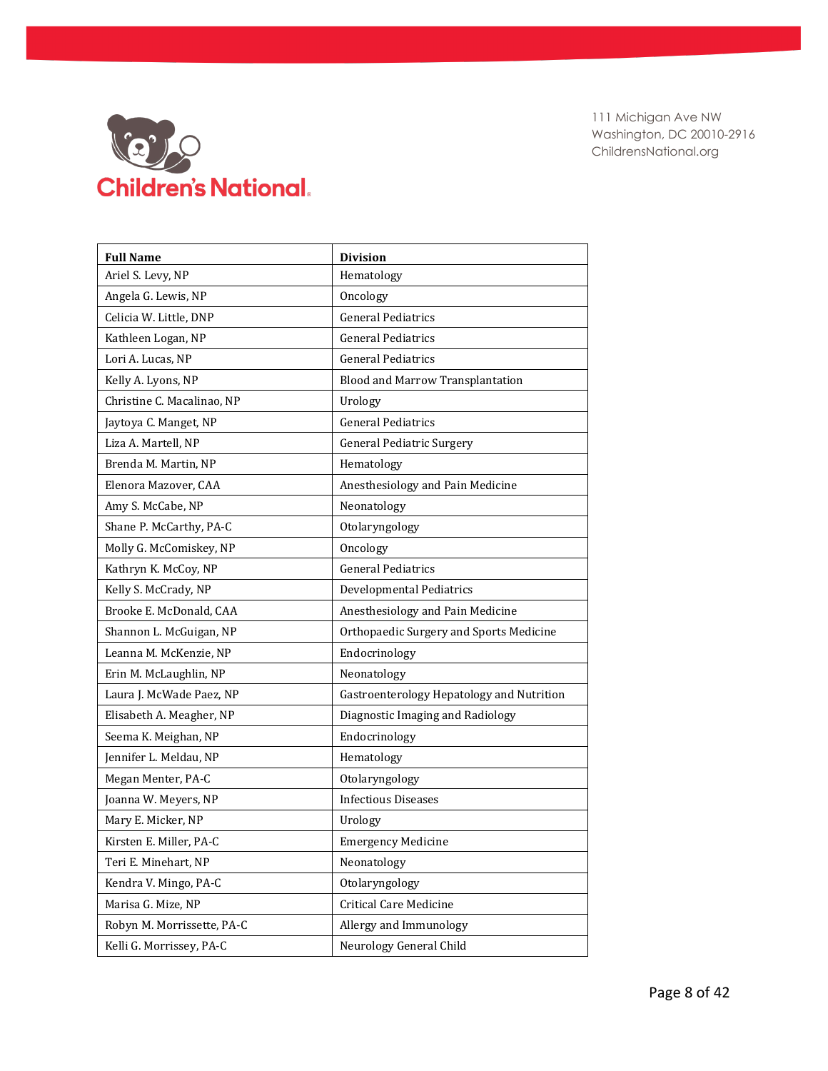| Full Name | Division |
| --- | --- |
| Ariel S. Levy, NP | Hematology |
| Angela G. Lewis, NP | Oncology |
| Celicia W. Little, DNP | General Pediatrics |
| Kathleen Logan, NP | General Pediatrics |
| Lori A. Lucas, NP | General Pediatrics |
| Kelly A. Lyons, NP | Blood and Marrow Transplantation |
| Christine C. Macalinao, NP | Urology |
| Jaytoya C. Manget, NP | General Pediatrics |
| Liza A. Martell, NP | General Pediatric Surgery |
| Brenda M. Martin, NP | Hematology |
| Elenora Mazover, CAA | Anesthesiology and Pain Medicine |
| Amy S. McCabe, NP | Neonatology |
| Shane P. McCarthy, PA-C | Otolaryngology |
| Molly G. McComiskey, NP | Oncology |
| Kathryn K. McCoy, NP | General Pediatrics |
| Kelly S. McCrady, NP | Developmental Pediatrics |
| Brooke E. McDonald, CAA | Anesthesiology and Pain Medicine |
| Shannon L. McGuigan, NP | Orthopaedic Surgery and Sports Medicine |
| Leanna M. McKenzie, NP | Endocrinology |
| Erin M. McLaughlin, NP | Neonatology |
| Laura J. McWade Paez, NP | Gastroenterology Hepatology and Nutrition |
| Elisabeth A. Meagher, NP | Diagnostic Imaging and Radiology |
| Seema K. Meighan, NP | Endocrinology |
| Jennifer L. Meldau, NP | Hematology |
| Megan Menter, PA-C | Otolaryngology |
| Joanna W. Meyers, NP | Infectious Diseases |
| Mary E. Micker, NP | Urology |
| Kirsten E. Miller, PA-C | Emergency Medicine |
| Teri E. Minehart, NP | Neonatology |
| Kendra V. Mingo, PA-C | Otolaryngology |
| Marisa G. Mize, NP | Critical Care Medicine |
| Robyn M. Morrissette, PA-C | Allergy and Immunology |
| Kelli G. Morrissey, PA-C | Neurology General Child |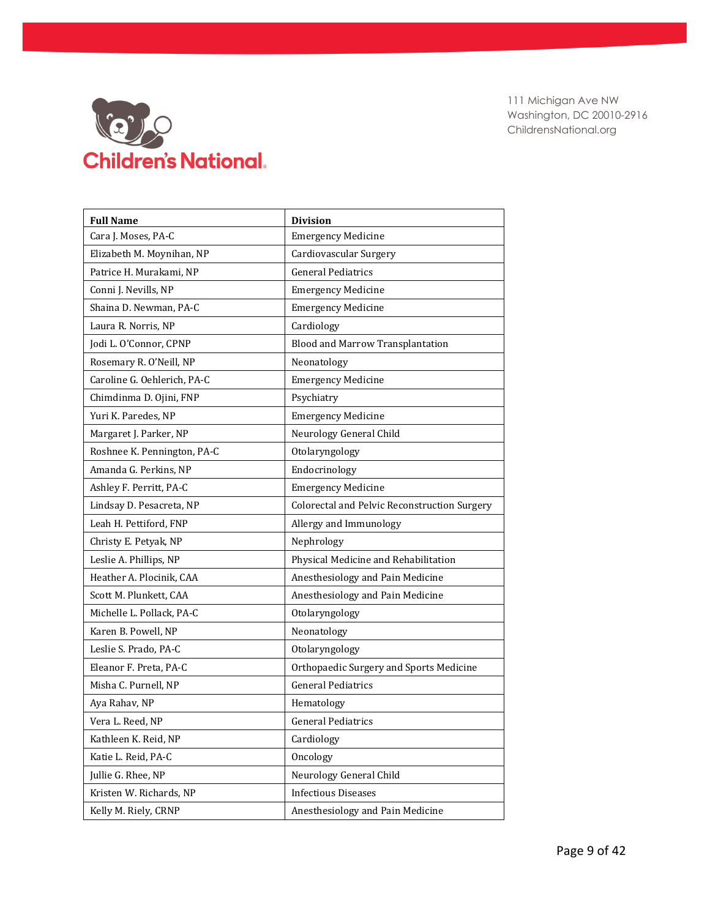Children's National

111 Michigan Ave NW
Washington, DC 20010-2916
ChildrensNational.org

| Full Name | Division |
|---|---|
| Cara J. Moses, PA-C | Emergency Medicine |
| Elizabeth M. Moynihan, NP | Cardiovascular Surgery |
| Patrice H. Murakami, NP | General Pediatrics |
| Conni J. Nevills, NP | Emergency Medicine |
| Shaina D. Newman, PA-C | Emergency Medicine |
| Laura R. Norris, NP | Cardiology |
| Jodi L. O'Connor, CPNP | Blood and Marrow Transplantation |
| Rosemary R. O'Neill, NP | Neonatology |
| Caroline G. Oehlerich, PA-C | Emergency Medicine |
| Chimdinma D. Ojini, FNP | Psychiatry |
| Yuri K. Paredes, NP | Emergency Medicine |
| Margaret J. Parker, NP | Neurology General Child |
| Roshnee K. Pennington, PA-C | Otolaryngology |
| Amanda G. Perkins, NP | Endocrinology |
| Ashley F. Perritt, PA-C | Emergency Medicine |
| Lindsay D. Pesacreta, NP | Colorectal and Pelvic Reconstruction Surgery |
| Leah H. Pettiford, FNP | Allergy and Immunology |
| Christy E. Petyak, NP | Nephrology |
| Leslie A. Phillips, NP | Physical Medicine and Rehabilitation |
| Heather A. Plocinik, CAA | Anesthesiology and Pain Medicine |
| Scott M. Plunkett, CAA | Anesthesiology and Pain Medicine |
| Michelle L. Pollack, PA-C | Otolaryngology |
| Karen B. Powell, NP | Neonatology |
| Leslie S. Prado, PA-C | Otolaryngology |
| Eleanor F. Preta, PA-C | Orthopaedic Surgery and Sports Medicine |
| Misha C. Purnell, NP | General Pediatrics |
| Aya Rahav, NP | Hematology |
| Vera L. Reed, NP | General Pediatrics |
| Kathleen K. Reid, NP | Cardiology |
| Katie L. Reid, PA-C | Oncology |
| Jullie G. Rhee, NP | Neurology General Child |
| Kristen W. Richards, NP | Infectious Diseases |
| Kelly M. Riely, CRNP | Anesthesiology and Pain Medicine |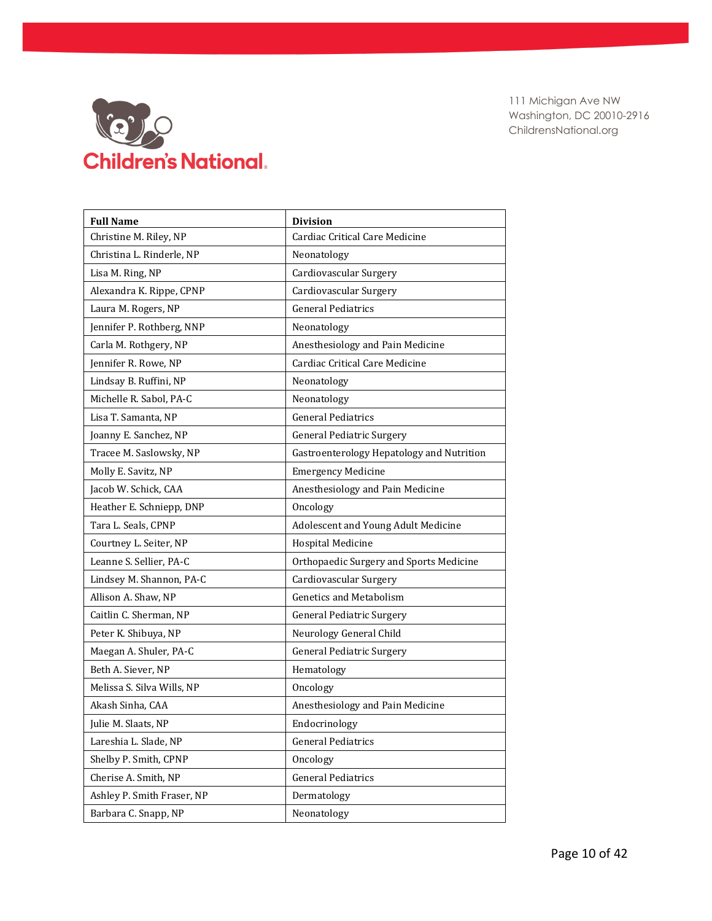111 Michigan Ave NW
Washington, DC 20010-2916
ChildrensNational.org

| Full Name | Division |
| --- | --- |
| Christine M. Riley, NP | Cardiac Critical Care Medicine |
| Christina L. Rinderle, NP | Neonatology |
| Lisa M. Ring, NP | Cardiovascular Surgery |
| Alexandra K. Rippe, CPNP | Cardiovascular Surgery |
| Laura M. Rogers, NP | General Pediatrics |
| Jennifer P. Rothberg, NNP | Neonatology |
| Carla M. Rothgery, NP | Anesthesiology and Pain Medicine |
| Jennifer R. Rowe, NP | Cardiac Critical Care Medicine |
| Lindsay B. Ruffini, NP | Neonatology |
| Michelle R. Sabol, PA-C | Neonatology |
| Lisa T. Samanta, NP | General Pediatrics |
| Joanny E. Sanchez, NP | General Pediatric Surgery |
| Tracee M. Saslowsky, NP | Gastroenterology Hepatology and Nutrition |
| Molly E. Savitz, NP | Emergency Medicine |
| Jacob W. Schick, CAA | Anesthesiology and Pain Medicine |
| Heather E. Schniepp, DNP | Oncology |
| Tara L. Seals, CPNP | Adolescent and Young Adult Medicine |
| Courtney L. Seiter, NP | Hospital Medicine |
| Leanne S. Sellier, PA-C | Orthopaedic Surgery and Sports Medicine |
| Lindsey M. Shannon, PA-C | Cardiovascular Surgery |
| Allison A. Shaw, NP | Genetics and Metabolism |
| Caitlin C. Sherman, NP | General Pediatric Surgery |
| Peter K. Shibuya, NP | Neurology General Child |
| Maegan A. Shuler, PA-C | General Pediatric Surgery |
| Beth A. Siever, NP | Hematology |
| Melissa S. Silva Wills, NP | Oncology |
| Akash Sinha, CAA | Anesthesiology and Pain Medicine |
| Julie M. Slaats, NP | Endocrinology |
| Lareshia L. Slade, NP | General Pediatrics |
| Shelby P. Smith, CPNP | Oncology |
| Cherise A. Smith, NP | General Pediatrics |
| Ashley P. Smith Fraser, NP | Dermatology |
| Barbara C. Snapp, NP | Neonatology |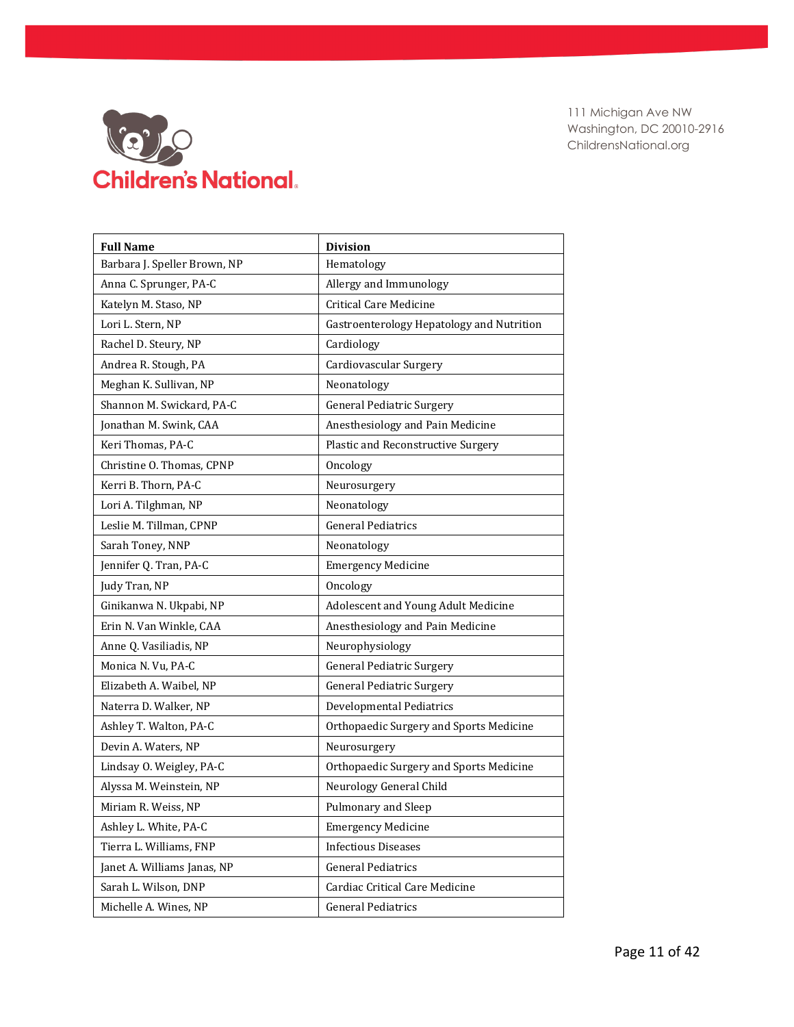| Full Name | Division |
|---|---|
| Barbara J. Speller Brown, NP | Hematology |
| Anna C. Sprunger, PA-C | Allergy and Immunology |
| Katelyn M. Staso, NP | Critical Care Medicine |
| Lori L. Stern, NP | Gastroenterology Hepatology and Nutrition |
| Rachel D. Steury, NP | Cardiology |
| Andrea R. Stough, PA | Cardiovascular Surgery |
| Meghan K. Sullivan, NP | Neonatology |
| Shannon M. Swickard, PA-C | General Pediatric Surgery |
| Jonathan M. Swink, CAA | Anesthesiology and Pain Medicine |
| Keri Thomas, PA-C | Plastic and Reconstructive Surgery |
| Christine O. Thomas, CPNP | Oncology |
| Kerri B. Thorn, PA-C | Neurosurgery |
| Lori A. Tilghman, NP | Neonatology |
| Leslie M. Tillman, CPNP | General Pediatrics |
| Sarah Toney, NNP | Neonatology |
| Jennifer Q. Tran, PA-C | Emergency Medicine |
| Judy Tran, NP | Oncology |
| Ginikanwa N. Ukpabi, NP | Adolescent and Young Adult Medicine |
| Erin N. Van Winkle, CAA | Anesthesiology and Pain Medicine |
| Anne Q. Vasiliadis, NP | Neurophysiology |
| Monica N. Vu, PA-C | General Pediatric Surgery |
| Elizabeth A. Waibel, NP | General Pediatric Surgery |
| Naterra D. Walker, NP | Developmental Pediatrics |
| Ashley T. Walton, PA-C | Orthopaedic Surgery and Sports Medicine |
| Devin A. Waters, NP | Neurosurgery |
| Lindsay O. Weigley, PA-C | Orthopaedic Surgery and Sports Medicine |
| Alyssa M. Weinstein, NP | Neurology General Child |
| Miriam R. Weiss, NP | Pulmonary and Sleep |
| Ashley L. White, PA-C | Emergency Medicine |
| Tierra L. Williams, FNP | Infectious Diseases |
| Janet A. Williams Janas, NP | General Pediatrics |
| Sarah L. Wilson, DNP | Cardiac Critical Care Medicine |
| Michelle A. Wines, NP | General Pediatrics |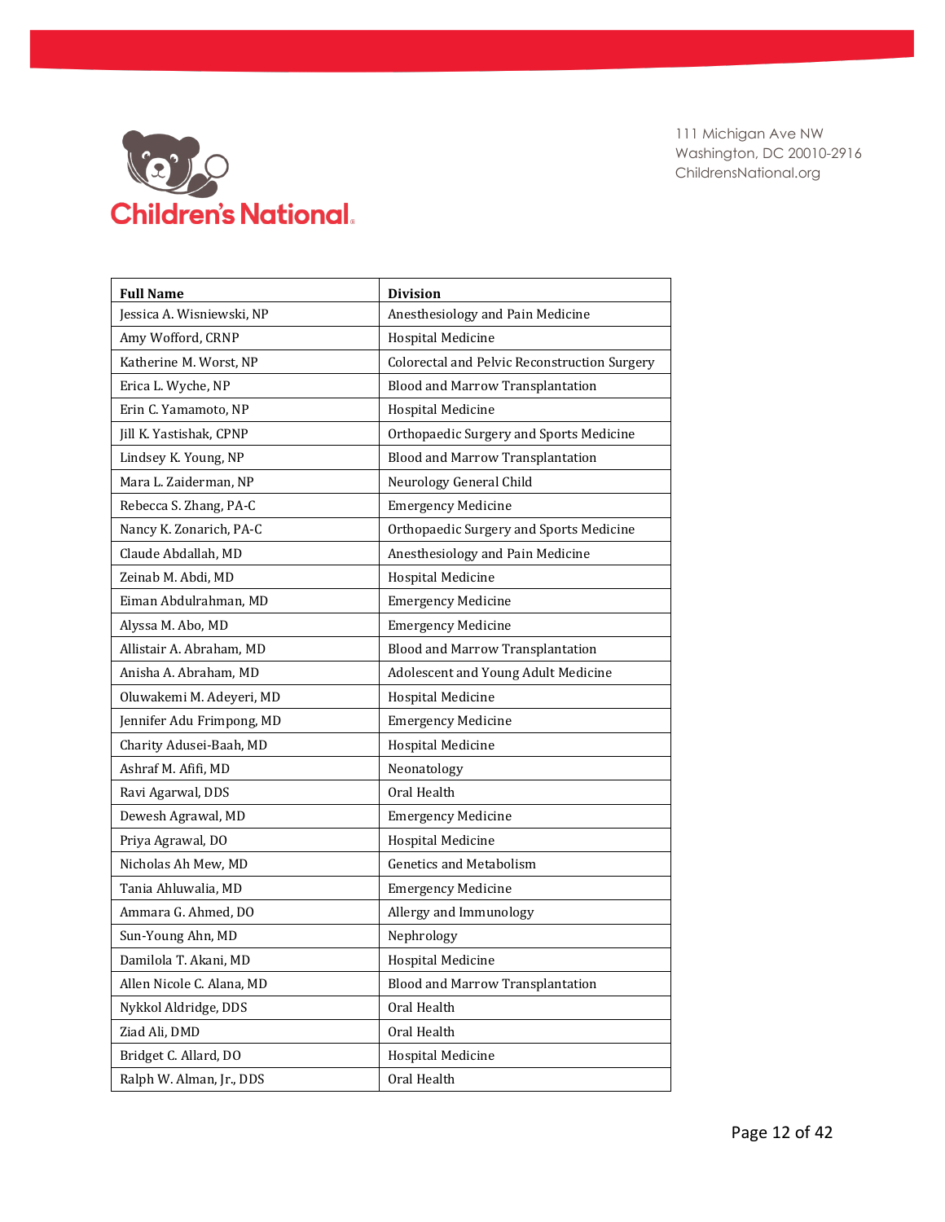Children's National

111 Michigan Ave NW
Washington, DC 20010-2916
ChildrensNational.org

| Full Name | Division |
| --- | --- |
| Jessica A. Wisniewski, NP | Anesthesiology and Pain Medicine |
| Amy Wofford, CRNP | Hospital Medicine |
| Katherine M. Worst, NP | Colorectal and Pelvic Reconstruction Surgery |
| Erica L. Wyche, NP | Blood and Marrow Transplantation |
| Erin C. Yamamoto, NP | Hospital Medicine |
| Jill K. Yastishak, CPNP | Orthopaedic Surgery and Sports Medicine |
| Lindsey K. Young, NP | Blood and Marrow Transplantation |
| Mara L. Zaiderman, NP | Neurology General Child |
| Rebecca S. Zhang, PA-C | Emergency Medicine |
| Nancy K. Zonarich, PA-C | Orthopaedic Surgery and Sports Medicine |
| Claude Abdallah, MD | Anesthesiology and Pain Medicine |
| Zeinab M. Abdi, MD | Hospital Medicine |
| Eiman Abdulrahman, MD | Emergency Medicine |
| Alyssa M. Abo, MD | Emergency Medicine |
| Allistair A. Abraham, MD | Blood and Marrow Transplantation |
| Anisha A. Abraham, MD | Adolescent and Young Adult Medicine |
| Oluwakemi M. Adeyeri, MD | Hospital Medicine |
| Jennifer Adu Frimpong, MD | Emergency Medicine |
| Charity Adusei-Baah, MD | Hospital Medicine |
| Ashraf M. Afifi, MD | Neonatology |
| Ravi Agarwal, DDS | Oral Health |
| Dewesh Agrawal, MD | Emergency Medicine |
| Priya Agrawal, DO | Hospital Medicine |
| Nicholas Ah Mew, MD | Genetics and Metabolism |
| Tania Ahluwalia, MD | Emergency Medicine |
| Ammara G. Ahmed, DO | Allergy and Immunology |
| Sun-Young Ahn, MD | Nephrology |
| Damilola T. Akani, MD | Hospital Medicine |
| Allen Nicole C. Alana, MD | Blood and Marrow Transplantation |
| Nykkol Aldridge, DDS | Oral Health |
| Ziad Ali, DMD | Oral Health |
| Bridget C. Allard, DO | Hospital Medicine |
| Ralph W. Alman, Jr., DDS | Oral Health |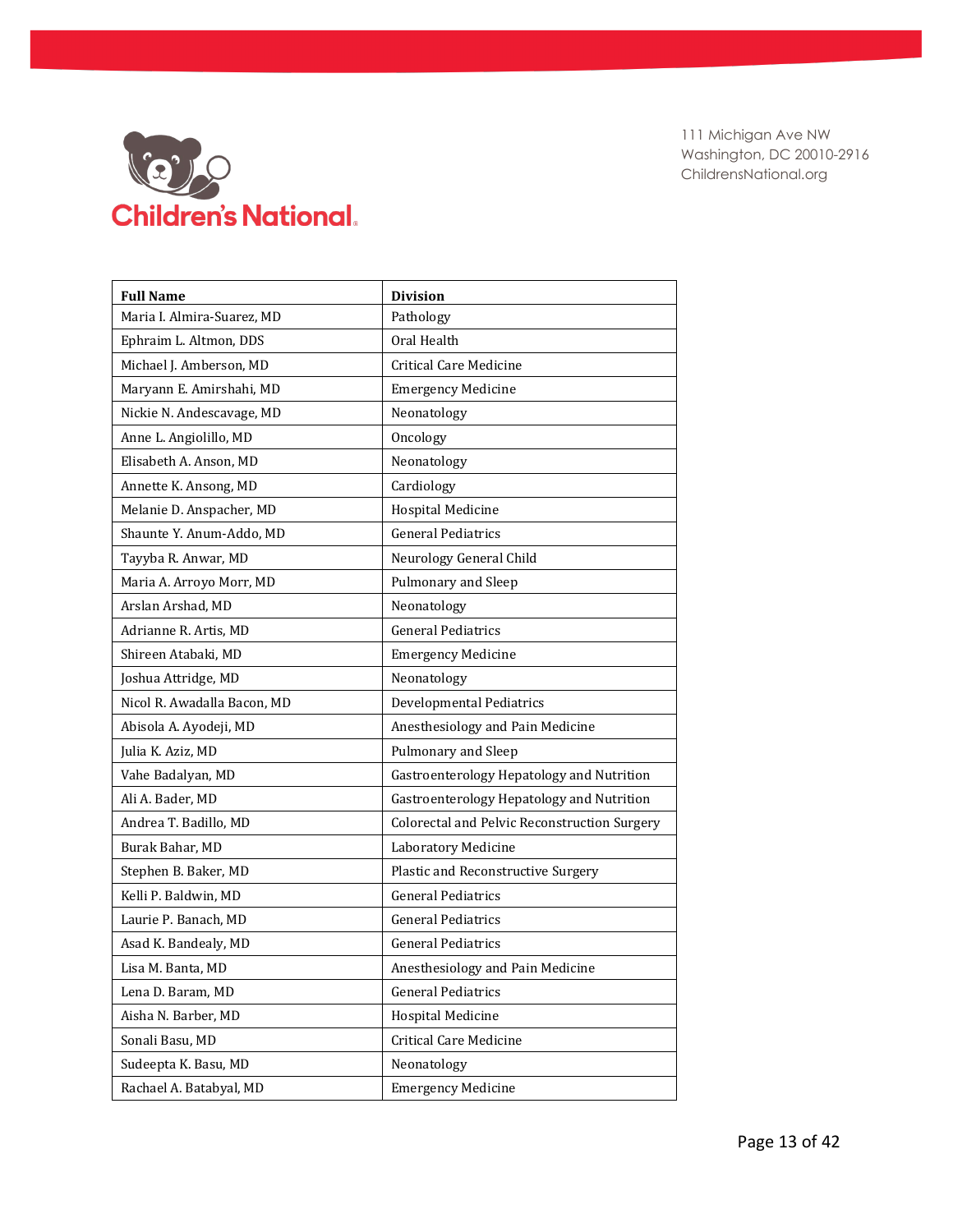| Full Name | Division |
|---|---|
| Maria I. Almira-Suarez, MD | Pathology |
| Ephraim L. Altmon, DDS | Oral Health |
| Michael J. Amberson, MD | Critical Care Medicine |
| Maryann E. Amirshahi, MD | Emergency Medicine |
| Nickie N. Andescavage, MD | Neonatology |
| Anne L. Angiolillo, MD | Oncology |
| Elisabeth A. Anson, MD | Neonatology |
| Annette K. Ansong, MD | Cardiology |
| Melanie D. Anspacher, MD | Hospital Medicine |
| Shaunte Y. Anum-Addo, MD | General Pediatrics |
| Tayyba R. Anwar, MD | Neurology General Child |
| Maria A. Arroyo Morr, MD | Pulmonary and Sleep |
| Arslan Arshad, MD | Neonatology |
| Adrianne R. Artis, MD | General Pediatrics |
| Shireen Atabaki, MD | Emergency Medicine |
| Joshua Attridge, MD | Neonatology |
| Nicol R. Awadalla Bacon, MD | Developmental Pediatrics |
| Abisola A. Ayodeji, MD | Anesthesiology and Pain Medicine |
| Julia K. Aziz, MD | Pulmonary and Sleep |
| Vahe Badalyan, MD | Gastroenterology Hepatology and Nutrition |
| Ali A. Bader, MD | Gastroenterology Hepatology and Nutrition |
| Andrea T. Badillo, MD | Colorectal and Pelvic Reconstruction Surgery |
| Burak Bahar, MD | Laboratory Medicine |
| Stephen B. Baker, MD | Plastic and Reconstructive Surgery |
| Kelli P. Baldwin, MD | General Pediatrics |
| Laurie P. Banach, MD | General Pediatrics |
| Asad K. Bandealy, MD | General Pediatrics |
| Lisa M. Banta, MD | Anesthesiology and Pain Medicine |
| Lena D. Baram, MD | General Pediatrics |
| Aisha N. Barber, MD | Hospital Medicine |
| Sonali Basu, MD | Critical Care Medicine |
| Sudeepta K. Basu, MD | Neonatology |
| Rachael A. Batabyal, MD | Emergency Medicine |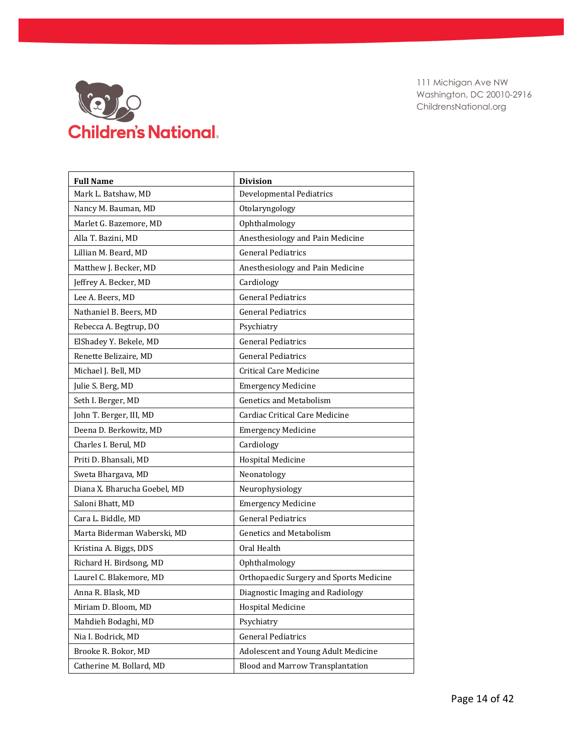| Full Name | Division |
| --- | --- |
| Mark L. Batshaw, MD | Developmental Pediatrics |
| Nancy M. Bauman, MD | Otolaryngology |
| Marlet G. Bazemore, MD | Ophthalmology |
| Alla T. Bazini, MD | Anesthesiology and Pain Medicine |
| Lillian M. Beard, MD | General Pediatrics |
| Matthew J. Becker, MD | Anesthesiology and Pain Medicine |
| Jeffrey A. Becker, MD | Cardiology |
| Lee A. Beers, MD | General Pediatrics |
| Nathaniel B. Beers, MD | General Pediatrics |
| Rebecca A. Begtrup, DO | Psychiatry |
| ElShadey Y. Bekele, MD | General Pediatrics |
| Renette Belizaire, MD | General Pediatrics |
| Michael J. Bell, MD | Critical Care Medicine |
| Julie S. Berg, MD | Emergency Medicine |
| Seth I. Berger, MD | Genetics and Metabolism |
| John T. Berger, III, MD | Cardiac Critical Care Medicine |
| Deena D. Berkowitz, MD | Emergency Medicine |
| Charles I. Berul, MD | Cardiology |
| Priti D. Bhansali, MD | Hospital Medicine |
| Sweta Bhargava, MD | Neonatology |
| Diana X. Bharucha Goebel, MD | Neurophysiology |
| Saloni Bhatt, MD | Emergency Medicine |
| Cara L. Biddle, MD | General Pediatrics |
| Marta Biderman Waberski, MD | Genetics and Metabolism |
| Kristina A. Biggs, DDS | Oral Health |
| Richard H. Birdsong, MD | Ophthalmology |
| Laurel C. Blakemore, MD | Orthopaedic Surgery and Sports Medicine |
| Anna R. Blask, MD | Diagnostic Imaging and Radiology |
| Miriam D. Bloom, MD | Hospital Medicine |
| Mahdieh Bodaghi, MD | Psychiatry |
| Nia I. Bodrick, MD | General Pediatrics |
| Brooke R. Bokor, MD | Adolescent and Young Adult Medicine |
| Catherine M. Bollard, MD | Blood and Marrow Transplantation |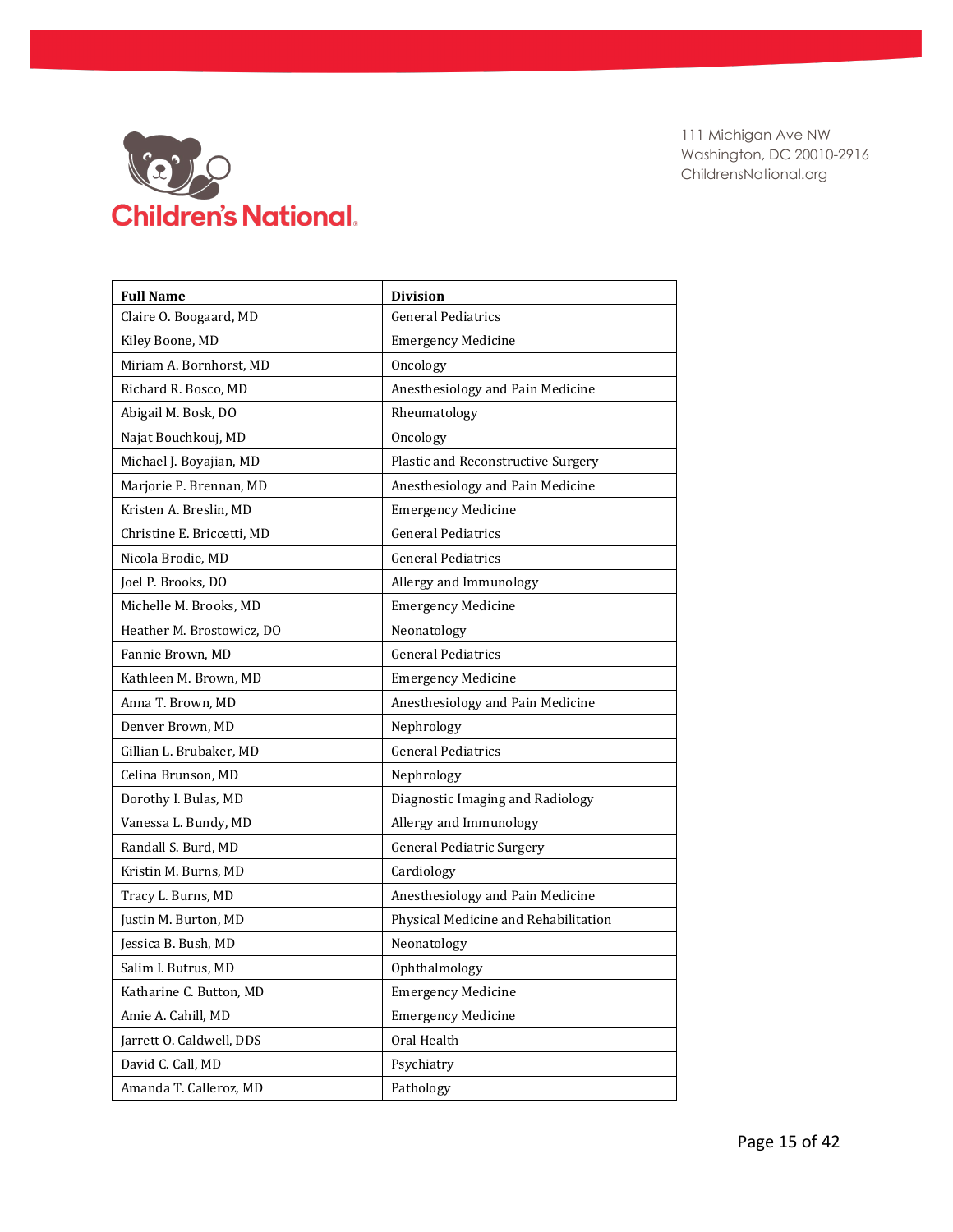111 Michigan Ave NW
Washington, DC 20010-2916
ChildrensNational.org

| Full Name | Division |
| --- | --- |
| Claire O. Boogaard, MD | General Pediatrics |
| Kiley Boone, MD | Emergency Medicine |
| Miriam A. Bornhorst, MD | Oncology |
| Richard R. Bosco, MD | Anesthesiology and Pain Medicine |
| Abigail M. Bosk, DO | Rheumatology |
| Najat Bouchkouj, MD | Oncology |
| Michael J. Boyajian, MD | Plastic and Reconstructive Surgery |
| Marjorie P. Brennan, MD | Anesthesiology and Pain Medicine |
| Kristen A. Breslin, MD | Emergency Medicine |
| Christine E. Briccetti, MD | General Pediatrics |
| Nicola Brodie, MD | General Pediatrics |
| Joel P. Brooks, DO | Allergy and Immunology |
| Michelle M. Brooks, MD | Emergency Medicine |
| Heather M. Brostowicz, DO | Neonatology |
| Fannie Brown, MD | General Pediatrics |
| Kathleen M. Brown, MD | Emergency Medicine |
| Anna T. Brown, MD | Anesthesiology and Pain Medicine |
| Denver Brown, MD | Nephrology |
| Gillian L. Brubaker, MD | General Pediatrics |
| Celina Brunson, MD | Nephrology |
| Dorothy I. Bulas, MD | Diagnostic Imaging and Radiology |
| Vanessa L. Bundy, MD | Allergy and Immunology |
| Randall S. Burd, MD | General Pediatric Surgery |
| Kristin M. Burns, MD | Cardiology |
| Tracy L. Burns, MD | Anesthesiology and Pain Medicine |
| Justin M. Burton, MD | Physical Medicine and Rehabilitation |
| Jessica B. Bush, MD | Neonatology |
| Salim I. Butrus, MD | Ophthalmology |
| Katharine C. Button, MD | Emergency Medicine |
| Amie A. Cahill, MD | Emergency Medicine |
| Jarrett O. Caldwell, DDS | Oral Health |
| David C. Call, MD | Psychiatry |
| Amanda T. Calleroz, MD | Pathology |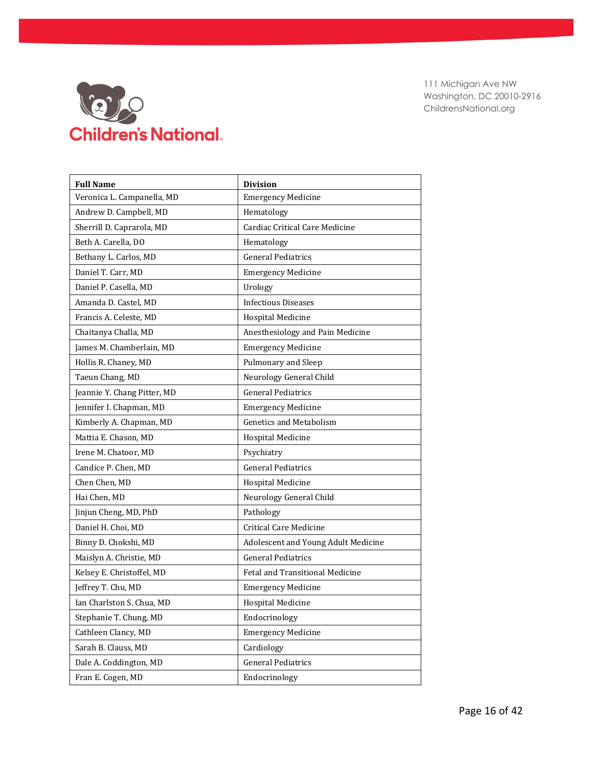111 Michigan Ave NW
Washington, DC 20010-2916
ChildrensNational.org

| Full Name | Division |
|---|---|
| Veronica L. Campanella, MD | Emergency Medicine |
| Andrew D. Campbell, MD | Hematology |
| Sherrill D. Caprarola, MD | Cardiac Critical Care Medicine |
| Beth A. Carella, DO | Hematology |
| Bethany L. Carlos, MD | General Pediatrics |
| Daniel T. Carr, MD | Emergency Medicine |
| Daniel P. Casella, MD | Urology |
| Amanda D. Castel, MD | Infectious Diseases |
| Francis A. Celeste, MD | Hospital Medicine |
| Chaitanya Challa, MD | Anesthesiology and Pain Medicine |
| James M. Chamberlain, MD | Emergency Medicine |
| Hollis R. Chaney, MD | Pulmonary and Sleep |
| Taeun Chang, MD | Neurology General Child |
| Jeannie Y. Chang Pitter, MD | General Pediatrics |
| Jennifer I. Chapman, MD | Emergency Medicine |
| Kimberly A. Chapman, MD | Genetics and Metabolism |
| Mattia E. Chason, MD | Hospital Medicine |
| Irene M. Chatoor, MD | Psychiatry |
| Candice P. Chen, MD | General Pediatrics |
| Chen Chen, MD | Hospital Medicine |
| Hai Chen, MD | Neurology General Child |
| Jinjun Cheng, MD, PhD | Pathology |
| Daniel H. Choi, MD | Critical Care Medicine |
| Binny D. Chokshi, MD | Adolescent and Young Adult Medicine |
| Maislyn A. Christie, MD | General Pediatrics |
| Kelsey E. Christoffel, MD | Fetal and Transitional Medicine |
| Jeffrey T. Chu, MD | Emergency Medicine |
| Ian Charlston S. Chua, MD | Hospital Medicine |
| Stephanie T. Chung, MD | Endocrinology |
| Cathleen Clancy, MD | Emergency Medicine |
| Sarah B. Clauss, MD | Cardiology |
| Dale A. Coddington, MD | General Pediatrics |
| Fran E. Cogen, MD | Endocrinology |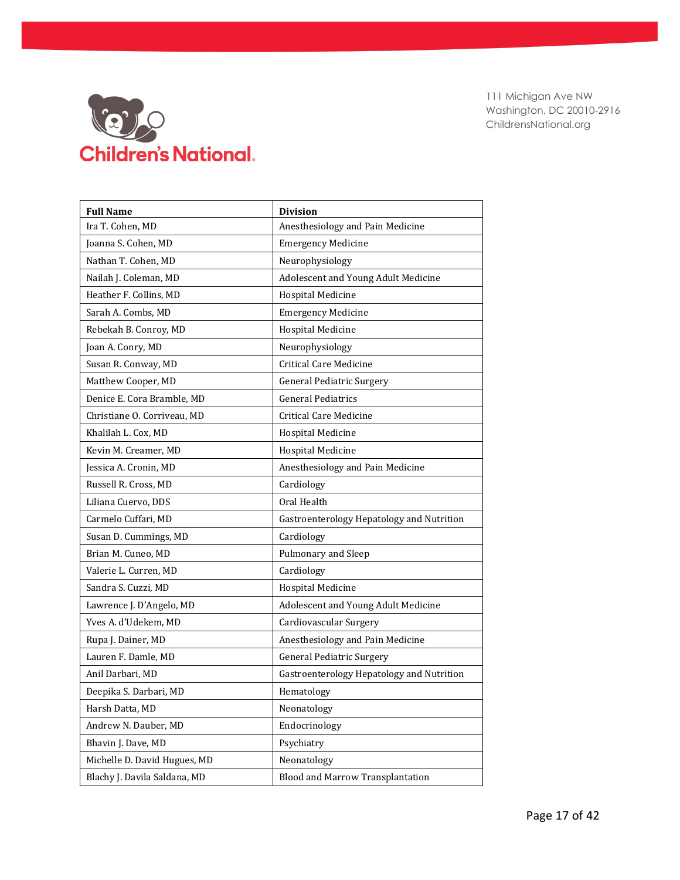111 Michigan Ave NW
Washington, DC 20010-2916
ChildrensNational.org

| Full Name | Division |
|---|---|
| Ira T. Cohen, MD | Anesthesiology and Pain Medicine |
| Joanna S. Cohen, MD | Emergency Medicine |
| Nathan T. Cohen, MD | Neurophysiology |
| Nailah J. Coleman, MD | Adolescent and Young Adult Medicine |
| Heather F. Collins, MD | Hospital Medicine |
| Sarah A. Combs, MD | Emergency Medicine |
| Rebekah B. Conroy, MD | Hospital Medicine |
| Joan A. Conry, MD | Neurophysiology |
| Susan R. Conway, MD | Critical Care Medicine |
| Matthew Cooper, MD | General Pediatric Surgery |
| Denice E. Cora Bramble, MD | General Pediatrics |
| Christiane O. Corriveau, MD | Critical Care Medicine |
| Khalilah L. Cox, MD | Hospital Medicine |
| Kevin M. Creamer, MD | Hospital Medicine |
| Jessica A. Cronin, MD | Anesthesiology and Pain Medicine |
| Russell R. Cross, MD | Cardiology |
| Liliana Cuervo, DDS | Oral Health |
| Carmelo Cuffari, MD | Gastroenterology Hepatology and Nutrition |
| Susan D. Cummings, MD | Cardiology |
| Brian M. Cuneo, MD | Pulmonary and Sleep |
| Valerie L. Curren, MD | Cardiology |
| Sandra S. Cuzzi, MD | Hospital Medicine |
| Lawrence J. D'Angelo, MD | Adolescent and Young Adult Medicine |
| Yves A. d'Udekem, MD | Cardiovascular Surgery |
| Rupa J. Dainer, MD | Anesthesiology and Pain Medicine |
| Lauren F. Damle, MD | General Pediatric Surgery |
| Anil Darbari, MD | Gastroenterology Hepatology and Nutrition |
| Deepika S. Darbari, MD | Hematology |
| Harsh Datta, MD | Neonatology |
| Andrew N. Dauber, MD | Endocrinology |
| Bhavin J. Dave, MD | Psychiatry |
| Michelle D. David Hugues, MD | Neonatology |
| Blachy J. Davila Saldana, MD | Blood and Marrow Transplantation |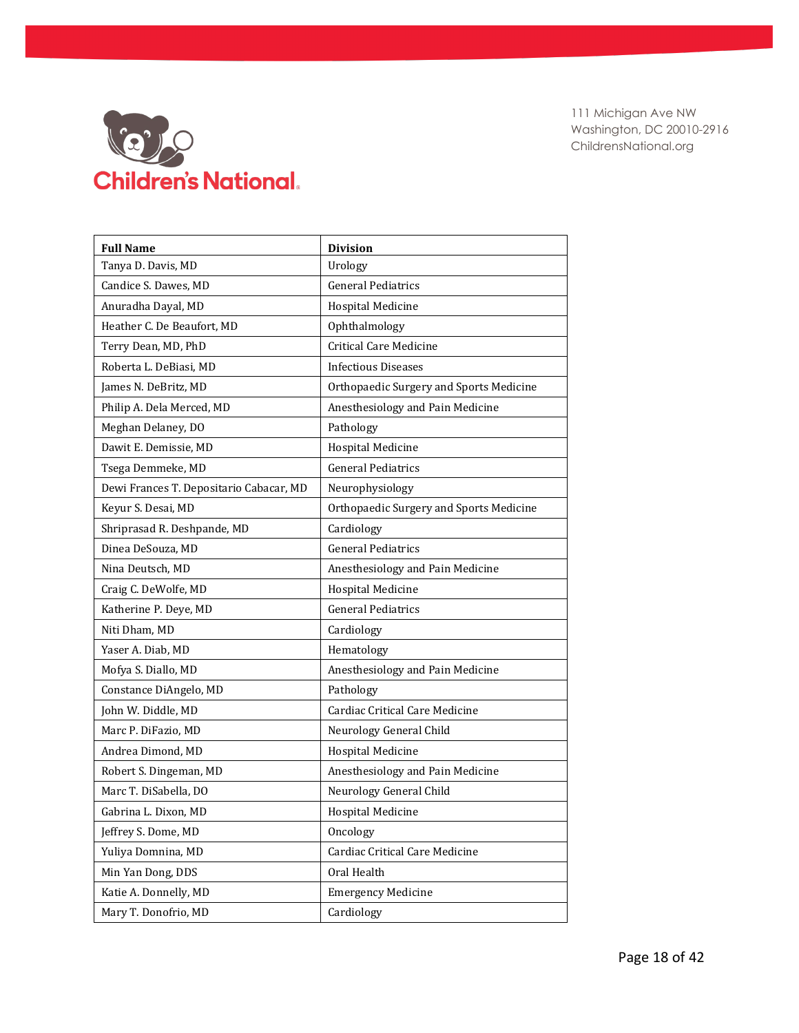111 Michigan Ave NW
Washington, DC 20010-2916
ChildrensNational.org

| Full Name | Division |
| --- | --- |
| Tanya D. Davis, MD | Urology |
| Candice S. Dawes, MD | General Pediatrics |
| Anuradha Dayal, MD | Hospital Medicine |
| Heather C. De Beaufort, MD | Ophthalmology |
| Terry Dean, MD, PhD | Critical Care Medicine |
| Roberta L. DeBiasi, MD | Infectious Diseases |
| James N. DeBritz, MD | Orthopaedic Surgery and Sports Medicine |
| Philip A. Dela Merced, MD | Anesthesiology and Pain Medicine |
| Meghan Delaney, DO | Pathology |
| Dawit E. Demissie, MD | Hospital Medicine |
| Tsega Demmeke, MD | General Pediatrics |
| Dewi Frances T. Depositario Cabacar, MD | Neurophysiology |
| Keyur S. Desai, MD | Orthopaedic Surgery and Sports Medicine |
| Shriprasad R. Deshpande, MD | Cardiology |
| Dinea DeSouza, MD | General Pediatrics |
| Nina Deutsch, MD | Anesthesiology and Pain Medicine |
| Craig C. DeWolfe, MD | Hospital Medicine |
| Katherine P. Deye, MD | General Pediatrics |
| Niti Dham, MD | Cardiology |
| Yaser A. Diab, MD | Hematology |
| Mofya S. Diallo, MD | Anesthesiology and Pain Medicine |
| Constance DiAngelo, MD | Pathology |
| John W. Diddle, MD | Cardiac Critical Care Medicine |
| Marc P. DiFazio, MD | Neurology General Child |
| Andrea Dimond, MD | Hospital Medicine |
| Robert S. Dingeman, MD | Anesthesiology and Pain Medicine |
| Marc T. DiSabella, DO | Neurology General Child |
| Gabrina L. Dixon, MD | Hospital Medicine |
| Jeffrey S. Dome, MD | Oncology |
| Yuliya Domnina, MD | Cardiac Critical Care Medicine |
| Min Yan Dong, DDS | Oral Health |
| Katie A. Donnelly, MD | Emergency Medicine |
| Mary T. Donofrio, MD | Cardiology |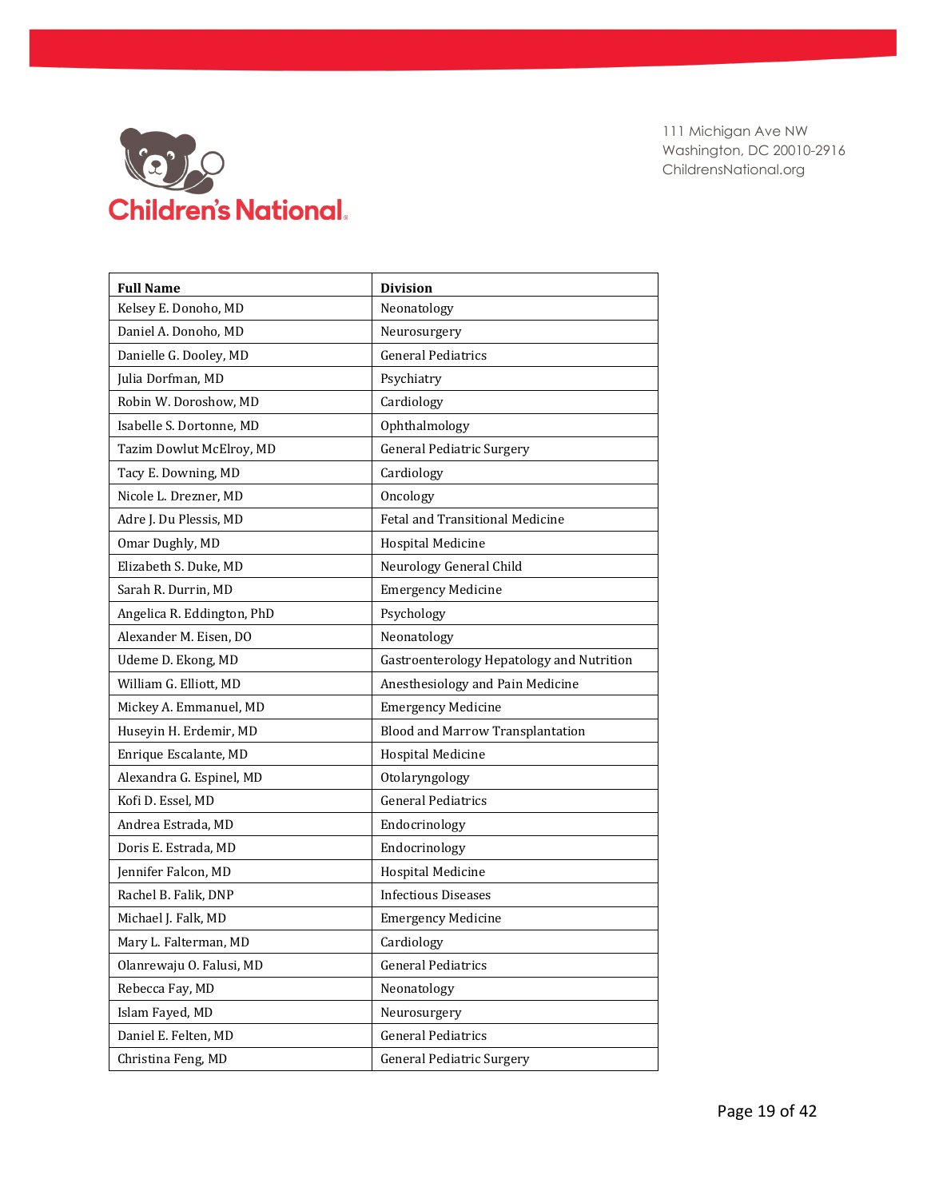Children's National

111 Michigan Ave NW
Washington, DC 20010-2916
ChildrensNational.org

| Full Name | Division |
|---|---|
| Kelsey E. Donoho, MD | Neonatology |
| Daniel A. Donoho, MD | Neurosurgery |
| Danielle G. Dooley, MD | General Pediatrics |
| Julia Dorfman, MD | Psychiatry |
| Robin W. Doroshow, MD | Cardiology |
| Isabelle S. Dortonne, MD | Ophthalmology |
| Tazim Dowlut McElroy, MD | General Pediatric Surgery |
| Tacy E. Downing, MD | Cardiology |
| Nicole L. Drezner, MD | Oncology |
| Adre J. Du Plessis, MD | Fetal and Transitional Medicine |
| Omar Dughly, MD | Hospital Medicine |
| Elizabeth S. Duke, MD | Neurology General Child |
| Sarah R. Durrin, MD | Emergency Medicine |
| Angelica R. Eddington, PhD | Psychology |
| Alexander M. Eisen, DO | Neonatology |
| Udeme D. Ekong, MD | Gastroenterology Hepatology and Nutrition |
| William G. Elliott, MD | Anesthesiology and Pain Medicine |
| Mickey A. Emmanuel, MD | Emergency Medicine |
| Huseyin H. Erdemir, MD | Blood and Marrow Transplantation |
| Enrique Escalante, MD | Hospital Medicine |
| Alexandra G. Espinel, MD | Otolaryngology |
| Kofi D. Essel, MD | General Pediatrics |
| Andrea Estrada, MD | Endocrinology |
| Doris E. Estrada, MD | Endocrinology |
| Jennifer Falcon, MD | Hospital Medicine |
| Rachel B. Falik, DNP | Infectious Diseases |
| Michael J. Falk, MD | Emergency Medicine |
| Mary L. Falterman, MD | Cardiology |
| Olanrewaju O. Falusi, MD | General Pediatrics |
| Rebecca Fay, MD | Neonatology |
| Islam Fayed, MD | Neurosurgery |
| Daniel E. Felten, MD | General Pediatrics |
| Christina Feng, MD | General Pediatric Surgery |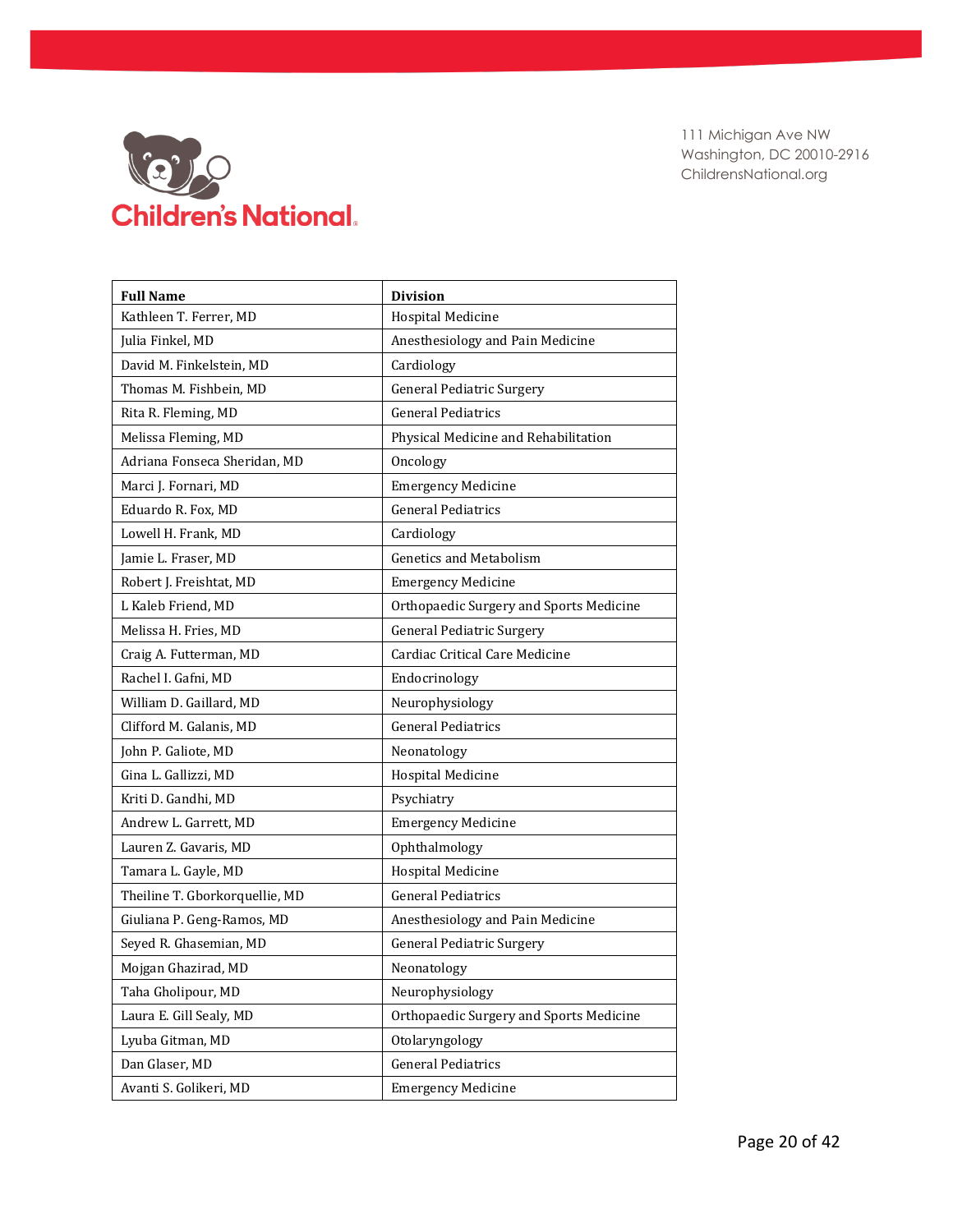| Full Name | Division |
| --- | --- |
| Kathleen T. Ferrer, MD | Hospital Medicine |
| Julia Finkel, MD | Anesthesiology and Pain Medicine |
| David M. Finkelstein, MD | Cardiology |
| Thomas M. Fishbein, MD | General Pediatric Surgery |
| Rita R. Fleming, MD | General Pediatrics |
| Melissa Fleming, MD | Physical Medicine and Rehabilitation |
| Adriana Fonseca Sheridan, MD | Oncology |
| Marci J. Fornari, MD | Emergency Medicine |
| Eduardo R. Fox, MD | General Pediatrics |
| Lowell H. Frank, MD | Cardiology |
| Jamie L. Fraser, MD | Genetics and Metabolism |
| Robert J. Freishtat, MD | Emergency Medicine |
| L Kaleb Friend, MD | Orthopaedic Surgery and Sports Medicine |
| Melissa H. Fries, MD | General Pediatric Surgery |
| Craig A. Futterman, MD | Cardiac Critical Care Medicine |
| Rachel I. Gafni, MD | Endocrinology |
| William D. Gaillard, MD | Neurophysiology |
| Clifford M. Galanis, MD | General Pediatrics |
| John P. Galiote, MD | Neonatology |
| Gina L. Gallizzi, MD | Hospital Medicine |
| Kriti D. Gandhi, MD | Psychiatry |
| Andrew L. Garrett, MD | Emergency Medicine |
| Lauren Z. Gavaris, MD | Ophthalmology |
| Tamara L. Gayle, MD | Hospital Medicine |
| Theiline T. Gborkorquellie, MD | General Pediatrics |
| Giuliana P. Geng-Ramos, MD | Anesthesiology and Pain Medicine |
| Seyed R. Ghasemian, MD | General Pediatric Surgery |
| Mojgan Ghazirad, MD | Neonatology |
| Taha Gholipour, MD | Neurophysiology |
| Laura E. Gill Sealy, MD | Orthopaedic Surgery and Sports Medicine |
| Lyuba Gitman, MD | Otolaryngology |
| Dan Glaser, MD | General Pediatrics |
| Avanti S. Golikeri, MD | Emergency Medicine |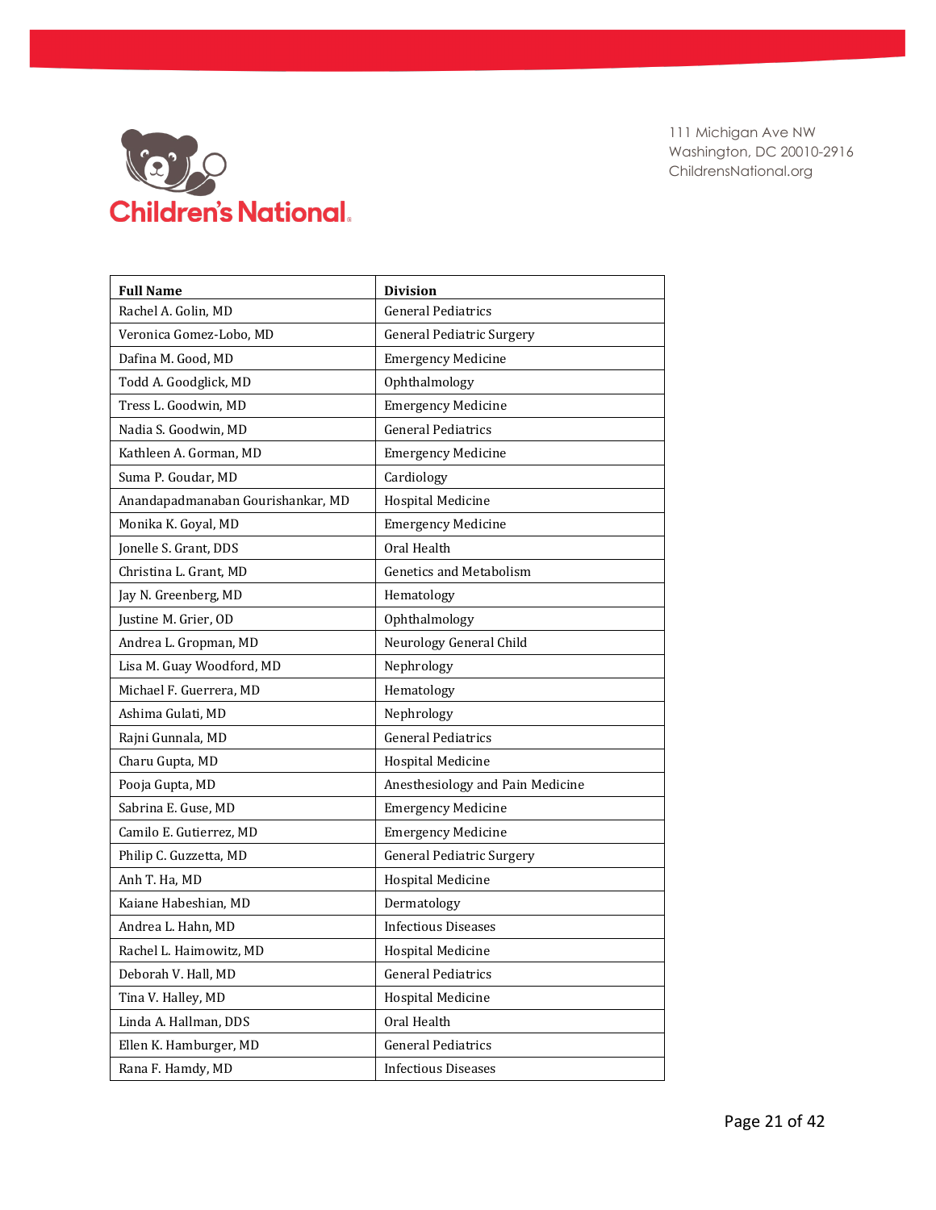111 Michigan Ave NW
Washington, DC 20010-2916
ChildrensNational.org

| Full Name | Division |
| --- | --- |
| Rachel A. Golin, MD | General Pediatrics |
| Veronica Gomez-Lobo, MD | General Pediatric Surgery |
| Dafina M. Good, MD | Emergency Medicine |
| Todd A. Goodglick, MD | Ophthalmology |
| Tress L. Goodwin, MD | Emergency Medicine |
| Nadia S. Goodwin, MD | General Pediatrics |
| Kathleen A. Gorman, MD | Emergency Medicine |
| Suma P. Goudar, MD | Cardiology |
| Anandapadmanaban Gourishankar, MD | Hospital Medicine |
| Monika K. Goyal, MD | Emergency Medicine |
| Jonelle S. Grant, DDS | Oral Health |
| Christina L. Grant, MD | Genetics and Metabolism |
| Jay N. Greenberg, MD | Hematology |
| Justine M. Grier, OD | Ophthalmology |
| Andrea L. Gropman, MD | Neurology General Child |
| Lisa M. Guay Woodford, MD | Nephrology |
| Michael F. Guerrera, MD | Hematology |
| Ashima Gulati, MD | Nephrology |
| Rajni Gunnala, MD | General Pediatrics |
| Charu Gupta, MD | Hospital Medicine |
| Pooja Gupta, MD | Anesthesiology and Pain Medicine |
| Sabrina E. Guse, MD | Emergency Medicine |
| Camilo E. Gutierrez, MD | Emergency Medicine |
| Philip C. Guzzetta, MD | General Pediatric Surgery |
| Anh T. Ha, MD | Hospital Medicine |
| Kaiane Habeshian, MD | Dermatology |
| Andrea L. Hahn, MD | Infectious Diseases |
| Rachel L. Haimowitz, MD | Hospital Medicine |
| Deborah V. Hall, MD | General Pediatrics |
| Tina V. Halley, MD | Hospital Medicine |
| Linda A. Hallman, DDS | Oral Health |
| Ellen K. Hamburger, MD | General Pediatrics |
| Rana F. Hamdy, MD | Infectious Diseases |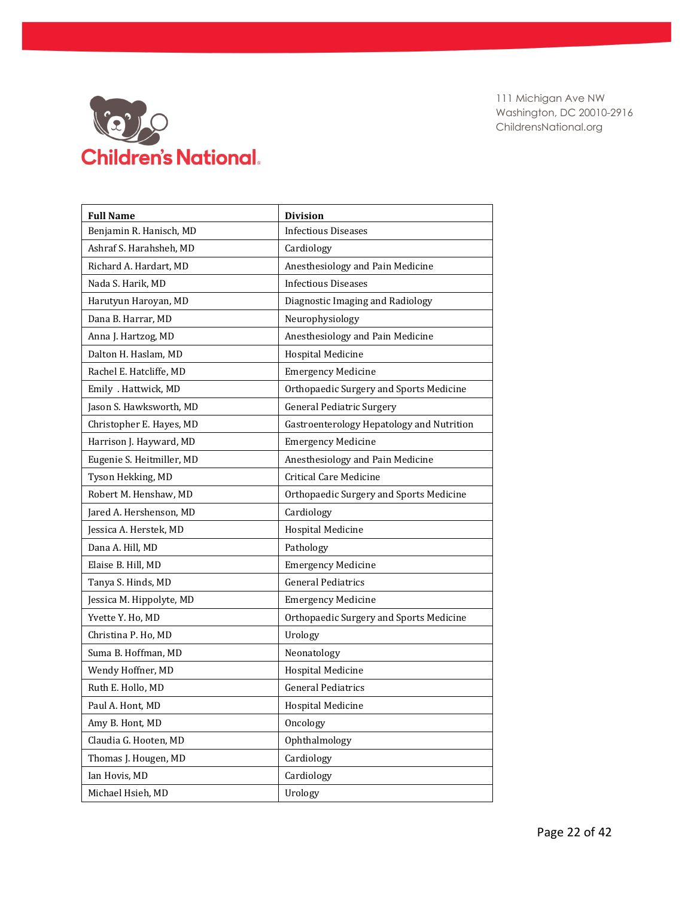Children's National

111 Michigan Ave NW
Washington, DC 20010-2916
ChildrensNational.org

| Full Name | Division |
|---|---|
| Benjamin R. Hanisch, MD | Infectious Diseases |
| Ashraf S. Harahsheh, MD | Cardiology |
| Richard A. Hardart, MD | Anesthesiology and Pain Medicine |
| Nada S. Harik, MD | Infectious Diseases |
| Harutyun Haroyan, MD | Diagnostic Imaging and Radiology |
| Dana B. Harrar, MD | Neurophysiology |
| Anna J. Hartzog, MD | Anesthesiology and Pain Medicine |
| Dalton H. Haslam, MD | Hospital Medicine |
| Rachel E. Hatcliffe, MD | Emergency Medicine |
| Emily . Hattwick, MD | Orthopaedic Surgery and Sports Medicine |
| Jason S. Hawksworth, MD | General Pediatric Surgery |
| Christopher E. Hayes, MD | Gastroenterology Hepatology and Nutrition |
| Harrison J. Hayward, MD | Emergency Medicine |
| Eugenie S. Heitmiller, MD | Anesthesiology and Pain Medicine |
| Tyson Hekking, MD | Critical Care Medicine |
| Robert M. Henshaw, MD | Orthopaedic Surgery and Sports Medicine |
| Jared A. Hershenson, MD | Cardiology |
| Jessica A. Herstek, MD | Hospital Medicine |
| Dana A. Hill, MD | Pathology |
| Elaise B. Hill, MD | Emergency Medicine |
| Tanya S. Hinds, MD | General Pediatrics |
| Jessica M. Hippolyte, MD | Emergency Medicine |
| Yvette Y. Ho, MD | Orthopaedic Surgery and Sports Medicine |
| Christina P. Ho, MD | Urology |
| Suma B. Hoffman, MD | Neonatology |
| Wendy Hoffner, MD | Hospital Medicine |
| Ruth E. Hollo, MD | General Pediatrics |
| Paul A. Hont, MD | Hospital Medicine |
| Amy B. Hont, MD | Oncology |
| Claudia G. Hooten, MD | Ophthalmology |
| Thomas J. Hougen, MD | Cardiology |
| Ian Hovis, MD | Cardiology |
| Michael Hsieh, MD | Urology |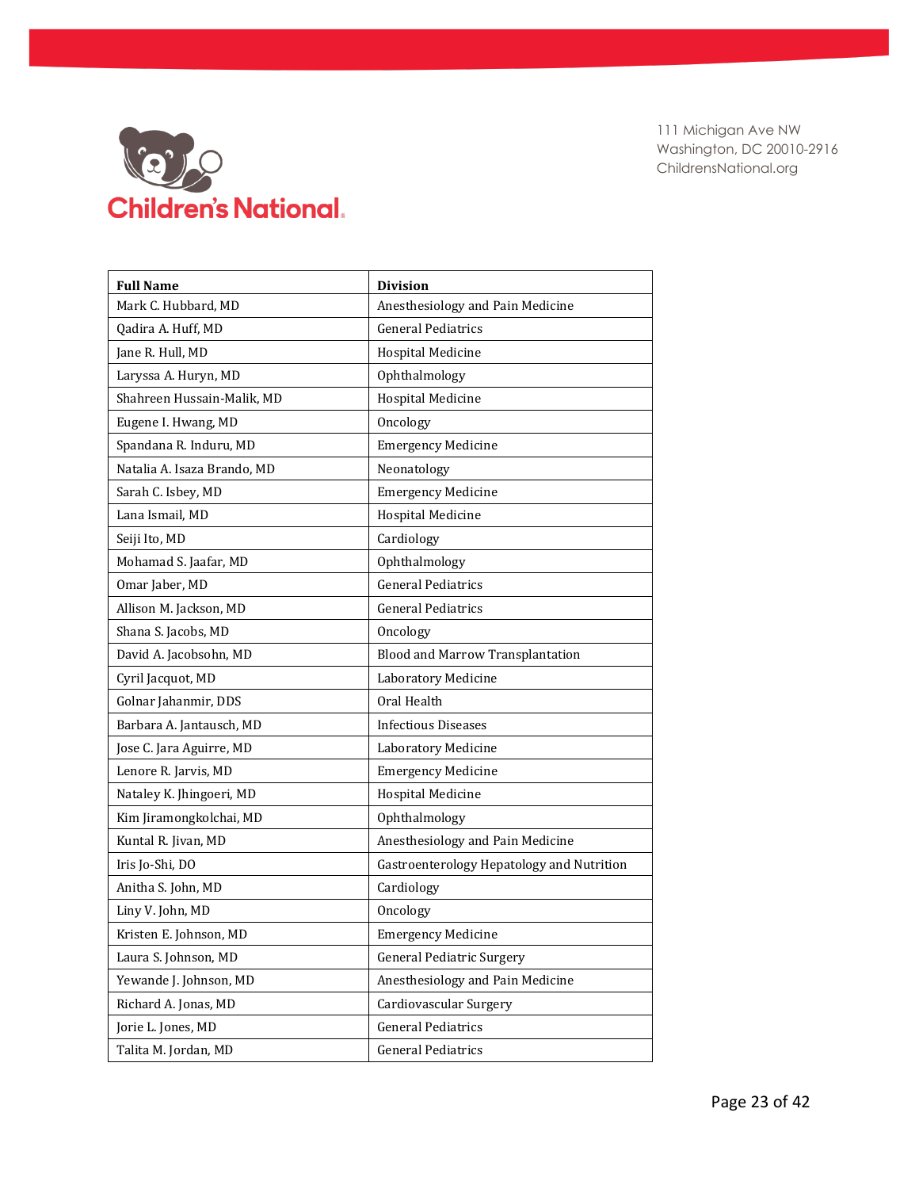111 Michigan Ave NW
Washington, DC 20010-2916
ChildrensNational.org

| Full Name | Division |
|---|---|
| Mark C. Hubbard, MD | Anesthesiology and Pain Medicine |
| Qadira A. Huff, MD | General Pediatrics |
| Jane R. Hull, MD | Hospital Medicine |
| Laryssa A. Huryn, MD | Ophthalmology |
| Shahreen Hussain-Malik, MD | Hospital Medicine |
| Eugene I. Hwang, MD | Oncology |
| Spandana R. Induru, MD | Emergency Medicine |
| Natalia A. Isaza Brando, MD | Neonatology |
| Sarah C. Isbey, MD | Emergency Medicine |
| Lana Ismail, MD | Hospital Medicine |
| Seiji Ito, MD | Cardiology |
| Mohamad S. Jaafar, MD | Ophthalmology |
| Omar Jaber, MD | General Pediatrics |
| Allison M. Jackson, MD | General Pediatrics |
| Shana S. Jacobs, MD | Oncology |
| David A. Jacobsohn, MD | Blood and Marrow Transplantation |
| Cyril Jacquot, MD | Laboratory Medicine |
| Golnar Jahanmir, DDS | Oral Health |
| Barbara A. Jantausch, MD | Infectious Diseases |
| Jose C. Jara Aguirre, MD | Laboratory Medicine |
| Lenore R. Jarvis, MD | Emergency Medicine |
| Nataley K. Jhingoeri, MD | Hospital Medicine |
| Kim Jiramongkolchai, MD | Ophthalmology |
| Kuntal R. Jivan, MD | Anesthesiology and Pain Medicine |
| Iris Jo-Shi, DO | Gastroenterology Hepatology and Nutrition |
| Anitha S. John, MD | Cardiology |
| Liny V. John, MD | Oncology |
| Kristen E. Johnson, MD | Emergency Medicine |
| Laura S. Johnson, MD | General Pediatric Surgery |
| Yewande J. Johnson, MD | Anesthesiology and Pain Medicine |
| Richard A. Jonas, MD | Cardiovascular Surgery |
| Jorie L. Jones, MD | General Pediatrics |
| Talita M. Jordan, MD | General Pediatrics |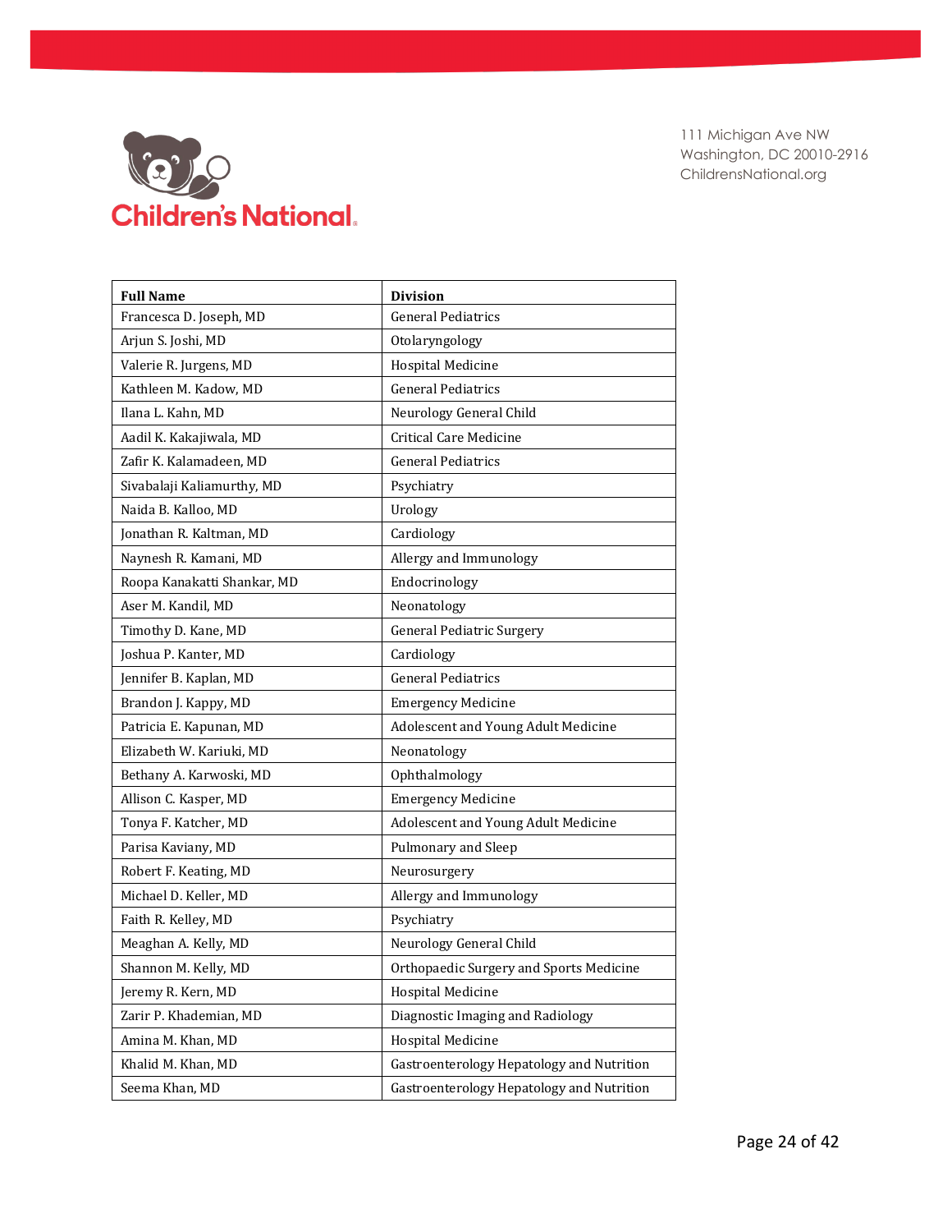111 Michigan Ave NW
Washington, DC 20010-2916
ChildrensNational.org

| Full Name | Division |
|---|---|
| Francesca D. Joseph, MD | General Pediatrics |
| Arjun S. Joshi, MD | Otolaryngology |
| Valerie R. Jurgens, MD | Hospital Medicine |
| Kathleen M. Kadow, MD | General Pediatrics |
| Ilana L. Kahn, MD | Neurology General Child |
| Aadil K. Kakajiwala, MD | Critical Care Medicine |
| Zafir K. Kalamadeen, MD | General Pediatrics |
| Sivabalaji Kaliamurthy, MD | Psychiatry |
| Naida B. Kalloo, MD | Urology |
| Jonathan R. Kaltman, MD | Cardiology |
| Naynesh R. Kamani, MD | Allergy and Immunology |
| Roopa Kanakatti Shankar, MD | Endocrinology |
| Aser M. Kandil, MD | Neonatology |
| Timothy D. Kane, MD | General Pediatric Surgery |
| Joshua P. Kanter, MD | Cardiology |
| Jennifer B. Kaplan, MD | General Pediatrics |
| Brandon J. Kappy, MD | Emergency Medicine |
| Patricia E. Kapunan, MD | Adolescent and Young Adult Medicine |
| Elizabeth W. Kariuki, MD | Neonatology |
| Bethany A. Karwoski, MD | Ophthalmology |
| Allison C. Kasper, MD | Emergency Medicine |
| Tonya F. Katcher, MD | Adolescent and Young Adult Medicine |
| Parisa Kaviany, MD | Pulmonary and Sleep |
| Robert F. Keating, MD | Neurosurgery |
| Michael D. Keller, MD | Allergy and Immunology |
| Faith R. Kelley, MD | Psychiatry |
| Meaghan A. Kelly, MD | Neurology General Child |
| Shannon M. Kelly, MD | Orthopaedic Surgery and Sports Medicine |
| Jeremy R. Kern, MD | Hospital Medicine |
| Zarir P. Khademian, MD | Diagnostic Imaging and Radiology |
| Amina M. Khan, MD | Hospital Medicine |
| Khalid M. Khan, MD | Gastroenterology Hepatology and Nutrition |
| Seema Khan, MD | Gastroenterology Hepatology and Nutrition |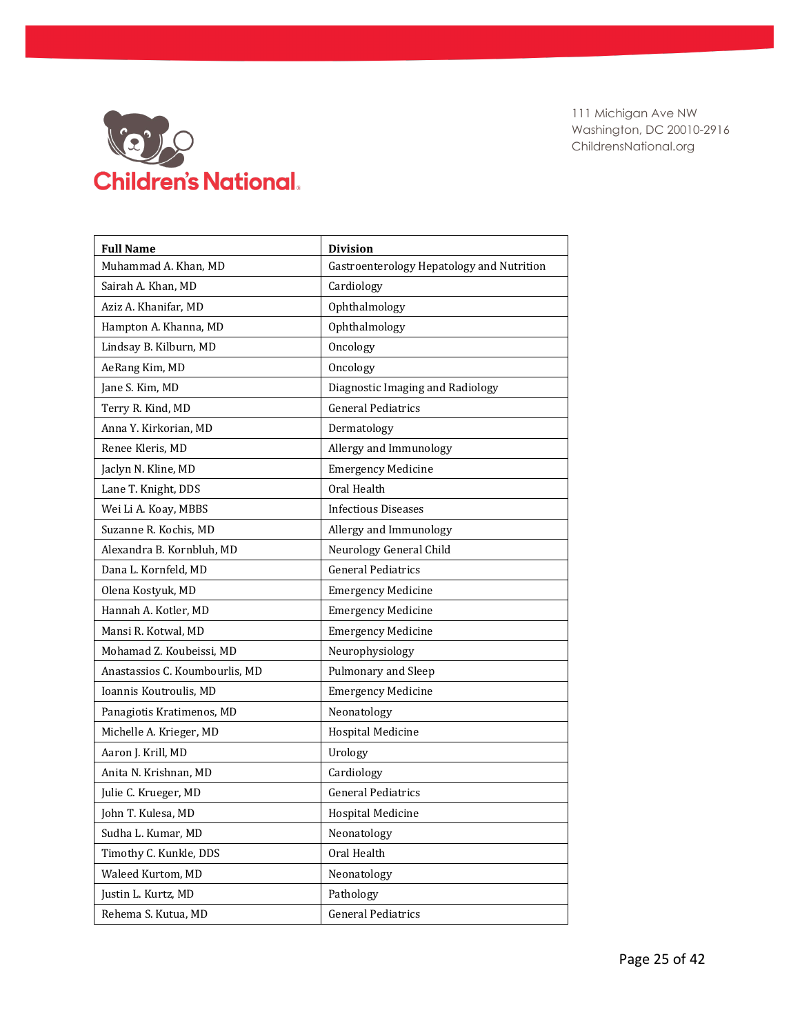| Full Name | Division |
| --- | --- |
| Muhammad A. Khan, MD | Gastroenterology Hepatology and Nutrition |
| Sairah A. Khan, MD | Cardiology |
| Aziz A. Khanifar, MD | Ophthalmology |
| Hampton A. Khanna, MD | Ophthalmology |
| Lindsay B. Kilburn, MD | Oncology |
| AeRang Kim, MD | Oncology |
| Jane S. Kim, MD | Diagnostic Imaging and Radiology |
| Terry R. Kind, MD | General Pediatrics |
| Anna Y. Kirkorian, MD | Dermatology |
| Renee Kleris, MD | Allergy and Immunology |
| Jaclyn N. Kline, MD | Emergency Medicine |
| Lane T. Knight, DDS | Oral Health |
| Wei Li A. Koay, MBBS | Infectious Diseases |
| Suzanne R. Kochis, MD | Allergy and Immunology |
| Alexandra B. Kornbluh, MD | Neurology General Child |
| Dana L. Kornfeld, MD | General Pediatrics |
| Olena Kostyuk, MD | Emergency Medicine |
| Hannah A. Kotler, MD | Emergency Medicine |
| Mansi R. Kotwal, MD | Emergency Medicine |
| Mohamad Z. Koubeissi, MD | Neurophysiology |
| Anastassios C. Koumbourlis, MD | Pulmonary and Sleep |
| Ioannis Koutroulis, MD | Emergency Medicine |
| Panagiotis Kratimenos, MD | Neonatology |
| Michelle A. Krieger, MD | Hospital Medicine |
| Aaron J. Krill, MD | Urology |
| Anita N. Krishnan, MD | Cardiology |
| Julie C. Krueger, MD | General Pediatrics |
| John T. Kulesa, MD | Hospital Medicine |
| Sudha L. Kumar, MD | Neonatology |
| Timothy C. Kunkle, DDS | Oral Health |
| Waleed Kurtom, MD | Neonatology |
| Justin L. Kurtz, MD | Pathology |
| Rehema S. Kutua, MD | General Pediatrics |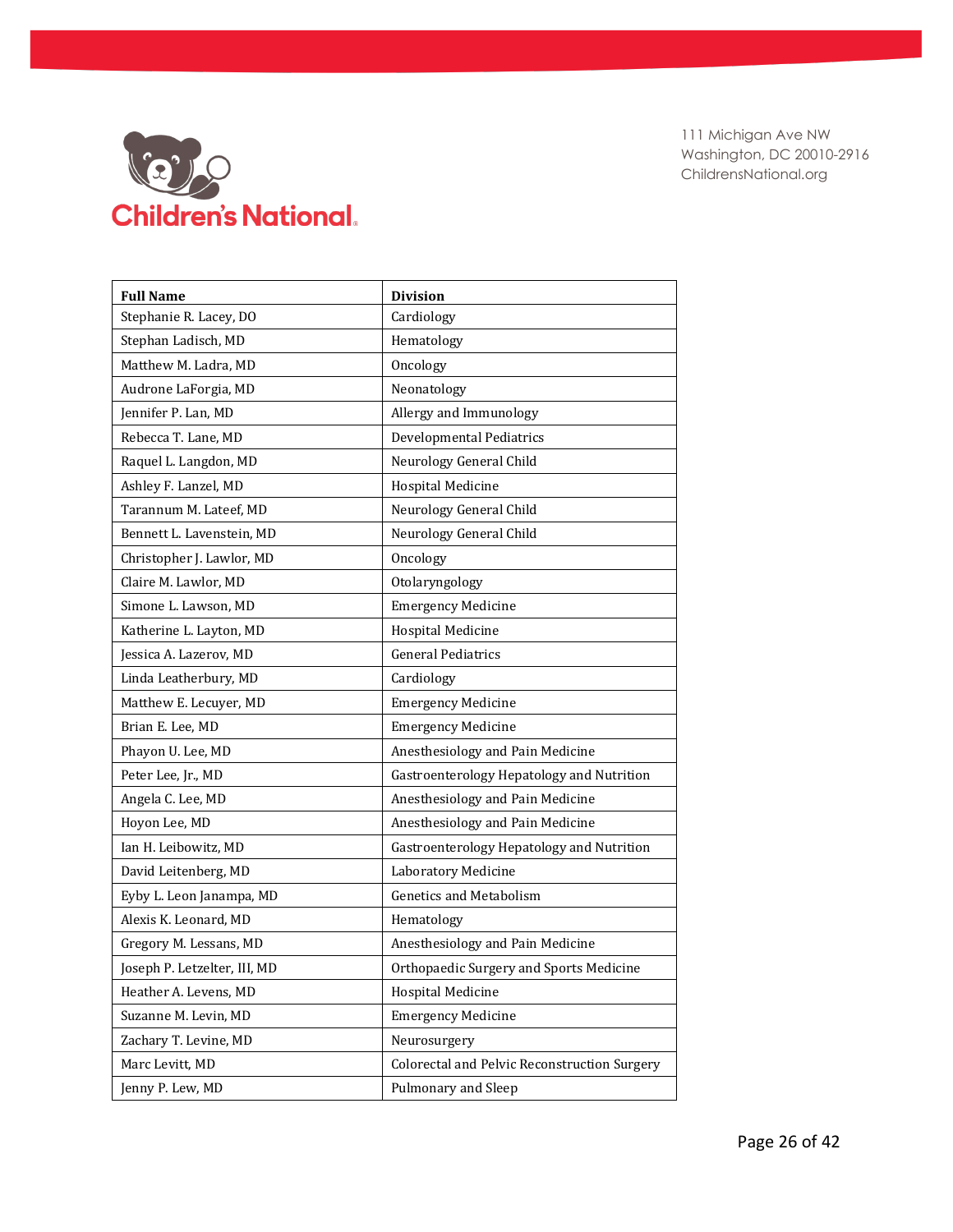111 Michigan Ave NW
Washington, DC 20010-2916
ChildrensNational.org

| Full Name | Division |
|---|---|
| Stephanie R. Lacey, DO | Cardiology |
| Stephan Ladisch, MD | Hematology |
| Matthew M. Ladra, MD | Oncology |
| Audrone LaForgia, MD | Neonatology |
| Jennifer P. Lan, MD | Allergy and Immunology |
| Rebecca T. Lane, MD | Developmental Pediatrics |
| Raquel L. Langdon, MD | Neurology General Child |
| Ashley F. Lanzel, MD | Hospital Medicine |
| Tarannum M. Lateef, MD | Neurology General Child |
| Bennett L. Lavenstein, MD | Neurology General Child |
| Christopher J. Lawlor, MD | Oncology |
| Claire M. Lawlor, MD | Otolaryngology |
| Simone L. Lawson, MD | Emergency Medicine |
| Katherine L. Layton, MD | Hospital Medicine |
| Jessica A. Lazerov, MD | General Pediatrics |
| Linda Leatherbury, MD | Cardiology |
| Matthew E. Lecuyer, MD | Emergency Medicine |
| Brian E. Lee, MD | Emergency Medicine |
| Phayon U. Lee, MD | Anesthesiology and Pain Medicine |
| Peter Lee, Jr., MD | Gastroenterology Hepatology and Nutrition |
| Angela C. Lee, MD | Anesthesiology and Pain Medicine |
| Hoyon Lee, MD | Anesthesiology and Pain Medicine |
| Ian H. Leibowitz, MD | Gastroenterology Hepatology and Nutrition |
| David Leitenberg, MD | Laboratory Medicine |
| Eyby L. Leon Janampa, MD | Genetics and Metabolism |
| Alexis K. Leonard, MD | Hematology |
| Gregory M. Lessans, MD | Anesthesiology and Pain Medicine |
| Joseph P. Letzelter, III, MD | Orthopaedic Surgery and Sports Medicine |
| Heather A. Levens, MD | Hospital Medicine |
| Suzanne M. Levin, MD | Emergency Medicine |
| Zachary T. Levine, MD | Neurosurgery |
| Marc Levitt, MD | Colorectal and Pelvic Reconstruction Surgery |
| Jenny P. Lew, MD | Pulmonary and Sleep |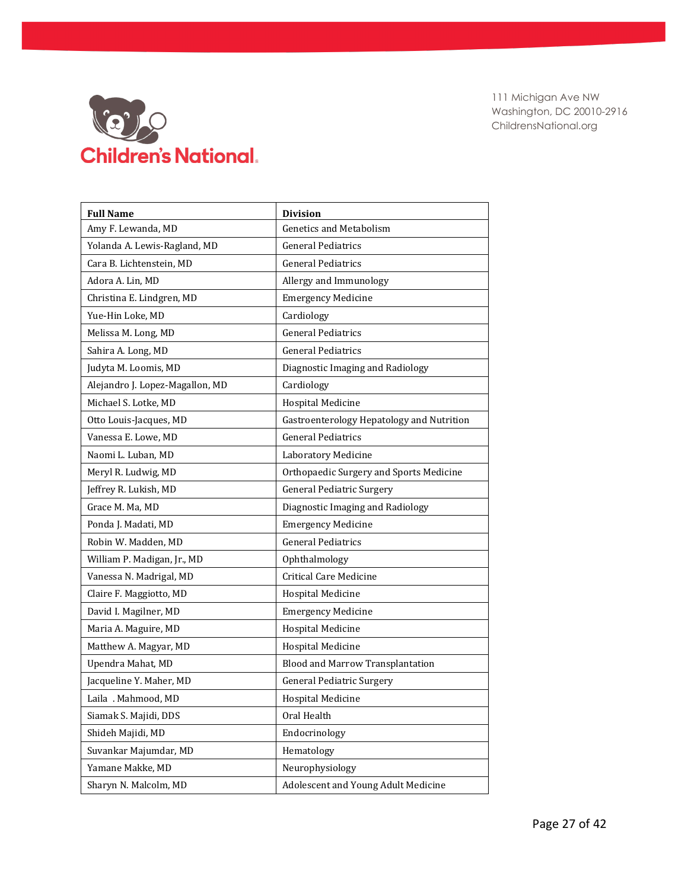111 Michigan Ave NW
Washington, DC 20010-2916
ChildrensNational.org

| Full Name | Division |
|---|---|
| Amy F. Lewanda, MD | Genetics and Metabolism |
| Yolanda A. Lewis-Ragland, MD | General Pediatrics |
| Cara B. Lichtenstein, MD | General Pediatrics |
| Adora A. Lin, MD | Allergy and Immunology |
| Christina E. Lindgren, MD | Emergency Medicine |
| Yue-Hin Loke, MD | Cardiology |
| Melissa M. Long, MD | General Pediatrics |
| Sahira A. Long, MD | General Pediatrics |
| Judyta M. Loomis, MD | Diagnostic Imaging and Radiology |
| Alejandro J. Lopez-Magallon, MD | Cardiology |
| Michael S. Lotke, MD | Hospital Medicine |
| Otto Louis-Jacques, MD | Gastroenterology Hepatology and Nutrition |
| Vanessa E. Lowe, MD | General Pediatrics |
| Naomi L. Luban, MD | Laboratory Medicine |
| Meryl R. Ludwig, MD | Orthopaedic Surgery and Sports Medicine |
| Jeffrey R. Lukish, MD | General Pediatric Surgery |
| Grace M. Ma, MD | Diagnostic Imaging and Radiology |
| Ponda J. Madati, MD | Emergency Medicine |
| Robin W. Madden, MD | General Pediatrics |
| William P. Madigan, Jr., MD | Ophthalmology |
| Vanessa N. Madrigal, MD | Critical Care Medicine |
| Claire F. Maggiotto, MD | Hospital Medicine |
| David I. Magilner, MD | Emergency Medicine |
| Maria A. Maguire, MD | Hospital Medicine |
| Matthew A. Magyar, MD | Hospital Medicine |
| Upendra Mahat, MD | Blood and Marrow Transplantation |
| Jacqueline Y. Maher, MD | General Pediatric Surgery |
| Laila . Mahmood, MD | Hospital Medicine |
| Siamak S. Majidi, DDS | Oral Health |
| Shideh Majidi, MD | Endocrinology |
| Suvankar Majumdar, MD | Hematology |
| Yamane Makke, MD | Neurophysiology |
| Sharyn N. Malcolm, MD | Adolescent and Young Adult Medicine |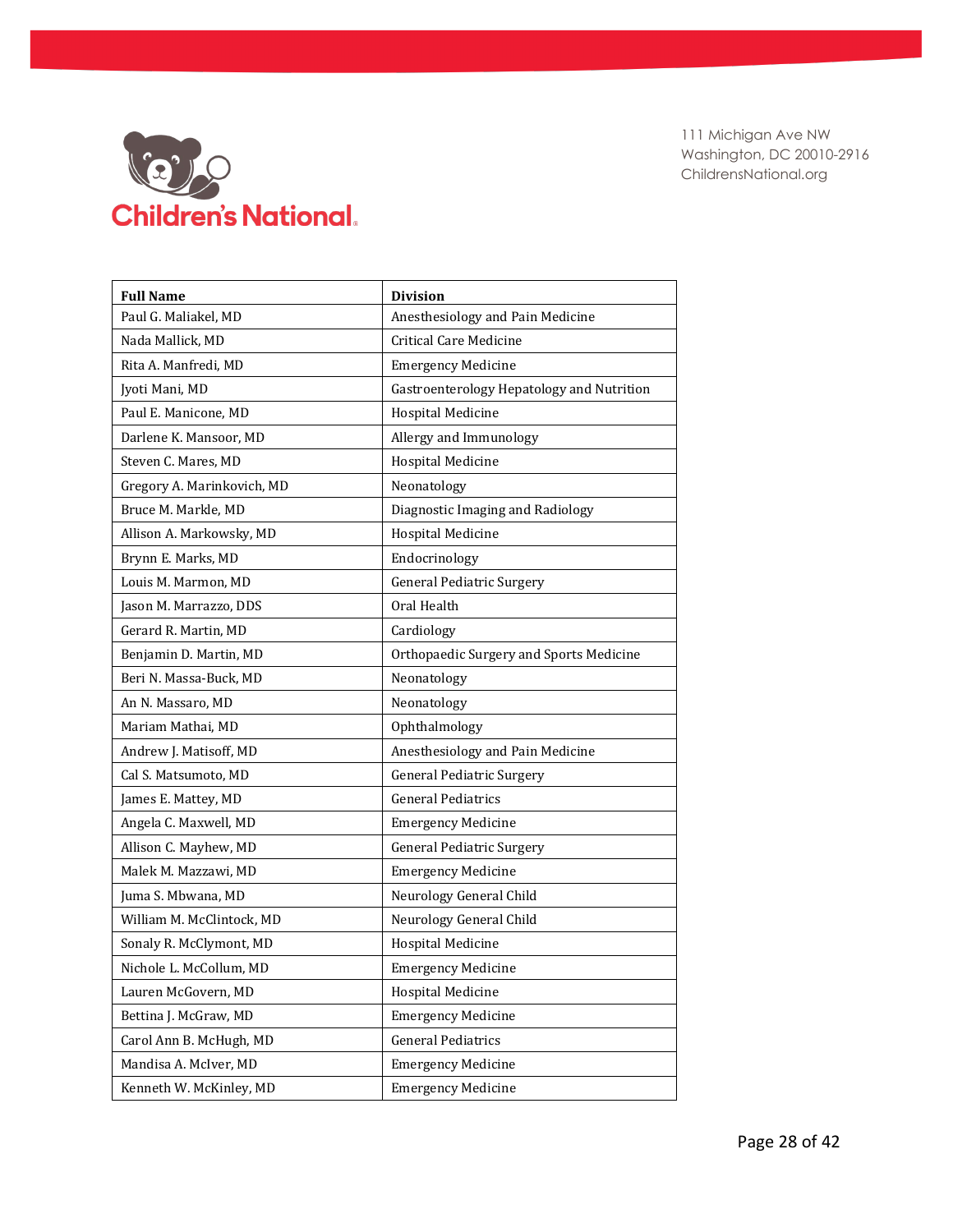111 Michigan Ave NW
Washington, DC 20010-2916
ChildrensNational.org

| Full Name | Division |
|---|---|
| Paul G. Maliakel, MD | Anesthesiology and Pain Medicine |
| Nada Mallick, MD | Critical Care Medicine |
| Rita A. Manfredi, MD | Emergency Medicine |
| Jyoti Mani, MD | Gastroenterology Hepatology and Nutrition |
| Paul E. Manicone, MD | Hospital Medicine |
| Darlene K. Mansoor, MD | Allergy and Immunology |
| Steven C. Mares, MD | Hospital Medicine |
| Gregory A. Marinkovich, MD | Neonatology |
| Bruce M. Markle, MD | Diagnostic Imaging and Radiology |
| Allison A. Markowsky, MD | Hospital Medicine |
| Brynn E. Marks, MD | Endocrinology |
| Louis M. Marmon, MD | General Pediatric Surgery |
| Jason M. Marrazzo, DDS | Oral Health |
| Gerard R. Martin, MD | Cardiology |
| Benjamin D. Martin, MD | Orthopaedic Surgery and Sports Medicine |
| Beri N. Massa-Buck, MD | Neonatology |
| An N. Massaro, MD | Neonatology |
| Mariam Mathai, MD | Ophthalmology |
| Andrew J. Matisoff, MD | Anesthesiology and Pain Medicine |
| Cal S. Matsumoto, MD | General Pediatric Surgery |
| James E. Mattey, MD | General Pediatrics |
| Angela C. Maxwell, MD | Emergency Medicine |
| Allison C. Mayhew, MD | General Pediatric Surgery |
| Malek M. Mazzawi, MD | Emergency Medicine |
| Juma S. Mbwana, MD | Neurology General Child |
| William M. McClintock, MD | Neurology General Child |
| Sonaly R. McClymont, MD | Hospital Medicine |
| Nichole L. McCollum, MD | Emergency Medicine |
| Lauren McGovern, MD | Hospital Medicine |
| Bettina J. McGraw, MD | Emergency Medicine |
| Carol Ann B. McHugh, MD | General Pediatrics |
| Mandisa A. McIver, MD | Emergency Medicine |
| Kenneth W. McKinley, MD | Emergency Medicine |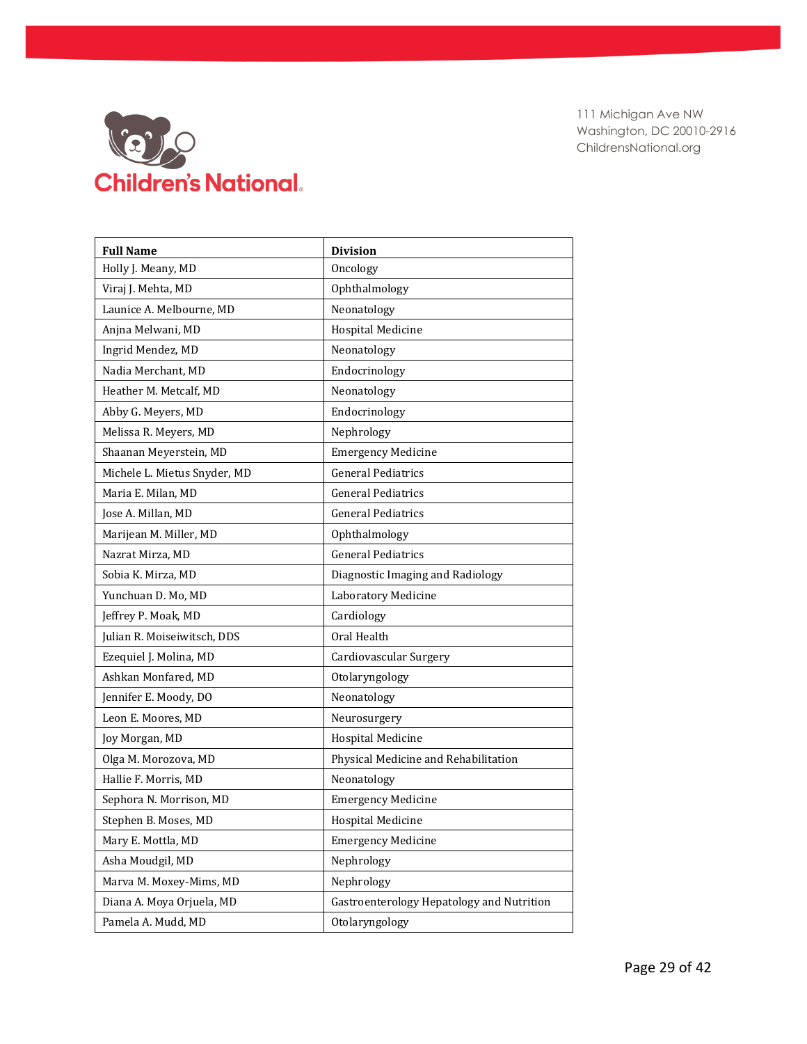111 Michigan Ave NW
Washington, DC 20010-2916
ChildrensNational.org

| Full Name | Division |
| --- | --- |
| Holly J. Meany, MD | Oncology |
| Viraj J. Mehta, MD | Ophthalmology |
| Launice A. Melbourne, MD | Neonatology |
| Anjna Melwani, MD | Hospital Medicine |
| Ingrid Mendez, MD | Neonatology |
| Nadia Merchant, MD | Endocrinology |
| Heather M. Metcalf, MD | Neonatology |
| Abby G. Meyers, MD | Endocrinology |
| Melissa R. Meyers, MD | Nephrology |
| Shaanan Meyerstein, MD | Emergency Medicine |
| Michele L. Mietus Snyder, MD | General Pediatrics |
| Maria E. Milan, MD | General Pediatrics |
| Jose A. Millan, MD | General Pediatrics |
| Marijean M. Miller, MD | Ophthalmology |
| Nazrat Mirza, MD | General Pediatrics |
| Sobia K. Mirza, MD | Diagnostic Imaging and Radiology |
| Yunchuan D. Mo, MD | Laboratory Medicine |
| Jeffrey P. Moak, MD | Cardiology |
| Julian R. Moiseiwitsch, DDS | Oral Health |
| Ezequiel J. Molina, MD | Cardiovascular Surgery |
| Ashkan Monfared, MD | Otolaryngology |
| Jennifer E. Moody, DO | Neonatology |
| Leon E. Moores, MD | Neurosurgery |
| Joy Morgan, MD | Hospital Medicine |
| Olga M. Morozova, MD | Physical Medicine and Rehabilitation |
| Hallie F. Morris, MD | Neonatology |
| Sephora N. Morrison, MD | Emergency Medicine |
| Stephen B. Moses, MD | Hospital Medicine |
| Mary E. Mottla, MD | Emergency Medicine |
| Asha Moudgil, MD | Nephrology |
| Marva M. Moxey-Mims, MD | Nephrology |
| Diana A. Moya Orjuela, MD | Gastroenterology Hepatology and Nutrition |
| Pamela A. Mudd, MD | Otolaryngology |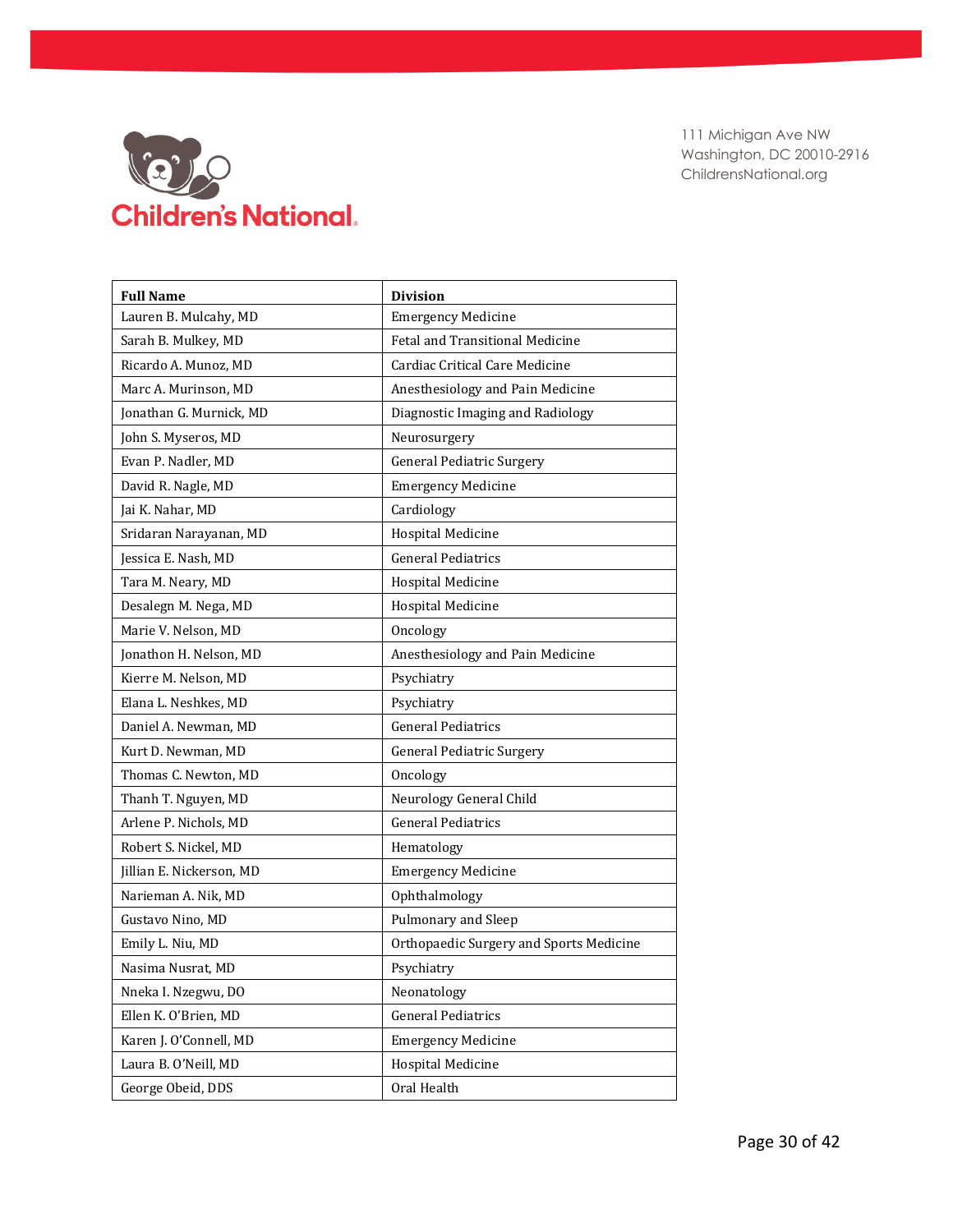| Full Name | Division |
|---|---|
| Lauren B. Mulcahy, MD | Emergency Medicine |
| Sarah B. Mulkey, MD | Fetal and Transitional Medicine |
| Ricardo A. Munoz, MD | Cardiac Critical Care Medicine |
| Marc A. Murinson, MD | Anesthesiology and Pain Medicine |
| Jonathan G. Murnick, MD | Diagnostic Imaging and Radiology |
| John S. Myseros, MD | Neurosurgery |
| Evan P. Nadler, MD | General Pediatric Surgery |
| David R. Nagle, MD | Emergency Medicine |
| Jai K. Nahar, MD | Cardiology |
| Sridaran Narayanan, MD | Hospital Medicine |
| Jessica E. Nash, MD | General Pediatrics |
| Tara M. Neary, MD | Hospital Medicine |
| Desalegn M. Nega, MD | Hospital Medicine |
| Marie V. Nelson, MD | Oncology |
| Jonathon H. Nelson, MD | Anesthesiology and Pain Medicine |
| Kierre M. Nelson, MD | Psychiatry |
| Elana L. Neshkes, MD | Psychiatry |
| Daniel A. Newman, MD | General Pediatrics |
| Kurt D. Newman, MD | General Pediatric Surgery |
| Thomas C. Newton, MD | Oncology |
| Thanh T. Nguyen, MD | Neurology General Child |
| Arlene P. Nichols, MD | General Pediatrics |
| Robert S. Nickel, MD | Hematology |
| Jillian E. Nickerson, MD | Emergency Medicine |
| Narieman A. Nik, MD | Ophthalmology |
| Gustavo Nino, MD | Pulmonary and Sleep |
| Emily L. Niu, MD | Orthopaedic Surgery and Sports Medicine |
| Nasima Nusrat, MD | Psychiatry |
| Nneka I. Nzegwu, DO | Neonatology |
| Ellen K. O'Brien, MD | General Pediatrics |
| Karen J. O'Connell, MD | Emergency Medicine |
| Laura B. O'Neill, MD | Hospital Medicine |
| George Obeid, DDS | Oral Health |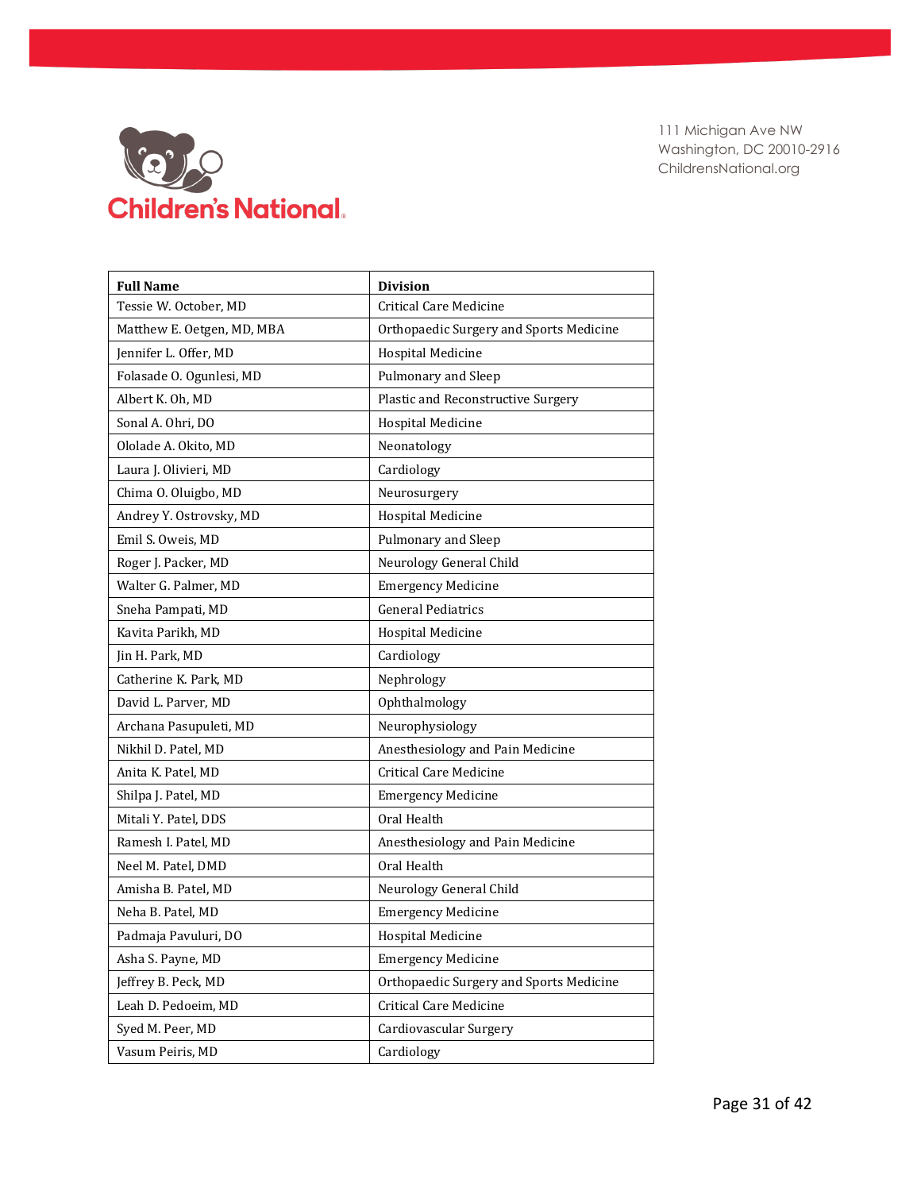Children's National

111 Michigan Ave NW
Washington, DC 20010-2916
ChildrensNational.org

| Full Name | Division |
|---|---|
| Tessie W. October, MD | Critical Care Medicine |
| Matthew E. Oetgen, MD, MBA | Orthopaedic Surgery and Sports Medicine |
| Jennifer L. Offer, MD | Hospital Medicine |
| Folasade O. Ogunlesi, MD | Pulmonary and Sleep |
| Albert K. Oh, MD | Plastic and Reconstructive Surgery |
| Sonal A. Ohri, DO | Hospital Medicine |
| Ololade A. Okito, MD | Neonatology |
| Laura J. Olivieri, MD | Cardiology |
| Chima O. Oluigbo, MD | Neurosurgery |
| Andrey Y. Ostrovsky, MD | Hospital Medicine |
| Emil S. Oweis, MD | Pulmonary and Sleep |
| Roger J. Packer, MD | Neurology General Child |
| Walter G. Palmer, MD | Emergency Medicine |
| Sneha Pampati, MD | General Pediatrics |
| Kavita Parikh, MD | Hospital Medicine |
| Jin H. Park, MD | Cardiology |
| Catherine K. Park, MD | Nephrology |
| David L. Parver, MD | Ophthalmology |
| Archana Pasupuleti, MD | Neurophysiology |
| Nikhil D. Patel, MD | Anesthesiology and Pain Medicine |
| Anita K. Patel, MD | Critical Care Medicine |
| Shilpa J. Patel, MD | Emergency Medicine |
| Mitali Y. Patel, DDS | Oral Health |
| Ramesh I. Patel, MD | Anesthesiology and Pain Medicine |
| Neel M. Patel, DMD | Oral Health |
| Amisha B. Patel, MD | Neurology General Child |
| Neha B. Patel, MD | Emergency Medicine |
| Padmaja Pavuluri, DO | Hospital Medicine |
| Asha S. Payne, MD | Emergency Medicine |
| Jeffrey B. Peck, MD | Orthopaedic Surgery and Sports Medicine |
| Leah D. Pedoeim, MD | Critical Care Medicine |
| Syed M. Peer, MD | Cardiovascular Surgery |
| Vasum Peiris, MD | Cardiology |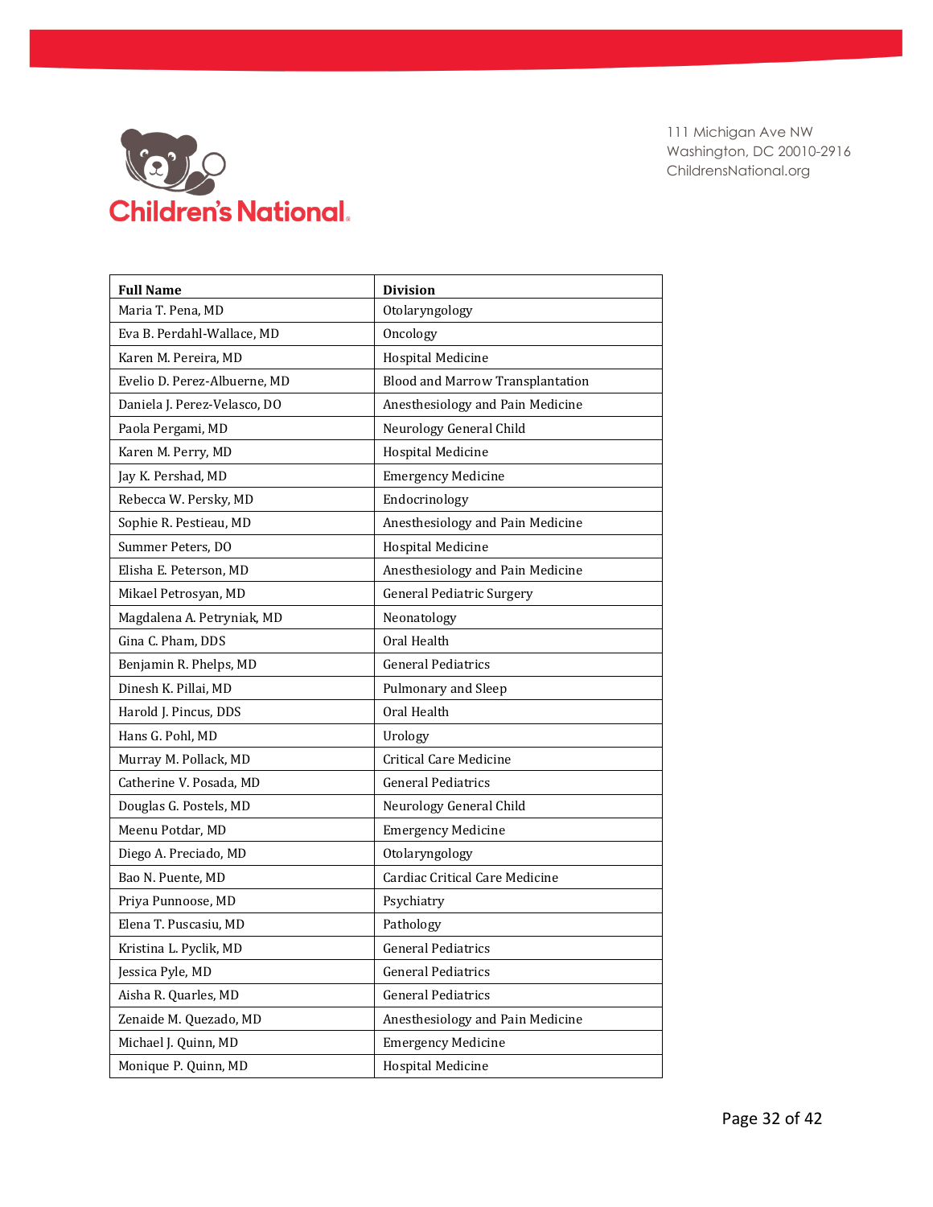| Full Name | Division |
|---|---|
| Maria T. Pena, MD | Otolaryngology |
| Eva B. Perdahl-Wallace, MD | Oncology |
| Karen M. Pereira, MD | Hospital Medicine |
| Evelio D. Perez-Albuerne, MD | Blood and Marrow Transplantation |
| Daniela J. Perez-Velasco, DO | Anesthesiology and Pain Medicine |
| Paola Pergami, MD | Neurology General Child |
| Karen M. Perry, MD | Hospital Medicine |
| Jay K. Pershad, MD | Emergency Medicine |
| Rebecca W. Persky, MD | Endocrinology |
| Sophie R. Pestieau, MD | Anesthesiology and Pain Medicine |
| Summer Peters, DO | Hospital Medicine |
| Elisha E. Peterson, MD | Anesthesiology and Pain Medicine |
| Mikael Petrosyan, MD | General Pediatric Surgery |
| Magdalena A. Petryniak, MD | Neonatology |
| Gina C. Pham, DDS | Oral Health |
| Benjamin R. Phelps, MD | General Pediatrics |
| Dinesh K. Pillai, MD | Pulmonary and Sleep |
| Harold J. Pincus, DDS | Oral Health |
| Hans G. Pohl, MD | Urology |
| Murray M. Pollack, MD | Critical Care Medicine |
| Catherine V. Posada, MD | General Pediatrics |
| Douglas G. Postels, MD | Neurology General Child |
| Meenu Potdar, MD | Emergency Medicine |
| Diego A. Preciado, MD | Otolaryngology |
| Bao N. Puente, MD | Cardiac Critical Care Medicine |
| Priya Punnoose, MD | Psychiatry |
| Elena T. Puscasiu, MD | Pathology |
| Kristina L. Pyclik, MD | General Pediatrics |
| Jessica Pyle, MD | General Pediatrics |
| Aisha R. Quarles, MD | General Pediatrics |
| Zenaide M. Quezado, MD | Anesthesiology and Pain Medicine |
| Michael J. Quinn, MD | Emergency Medicine |
| Monique P. Quinn, MD | Hospital Medicine |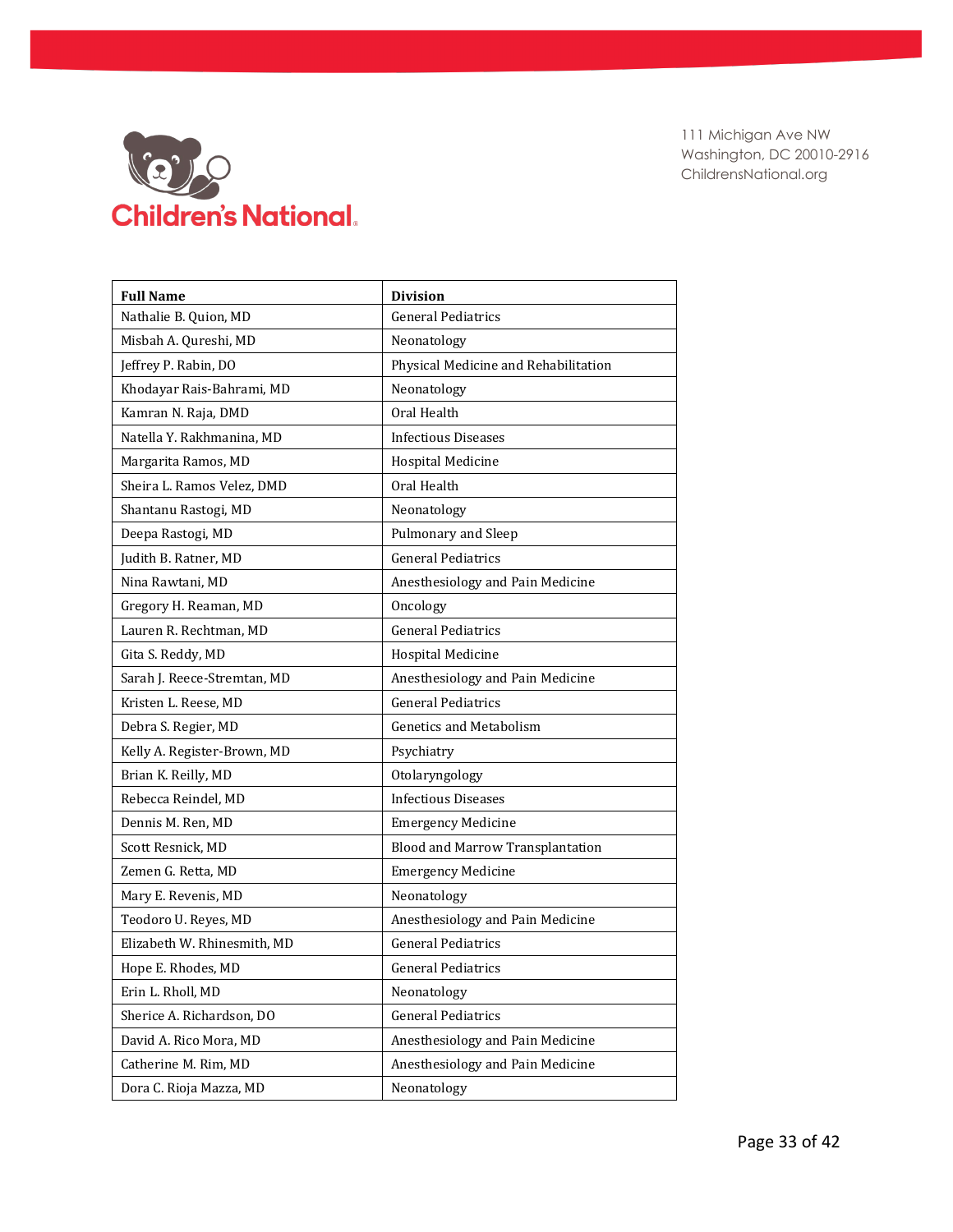| Full Name | Division |
|---|---|
| Nathalie B. Quion, MD | General Pediatrics |
| Misbah A. Qureshi, MD | Neonatology |
| Jeffrey P. Rabin, DO | Physical Medicine and Rehabilitation |
| Khodayar Rais-Bahrami, MD | Neonatology |
| Kamran N. Raja, DMD | Oral Health |
| Natella Y. Rakhmanina, MD | Infectious Diseases |
| Margarita Ramos, MD | Hospital Medicine |
| Sheira L. Ramos Velez, DMD | Oral Health |
| Shantanu Rastogi, MD | Neonatology |
| Deepa Rastogi, MD | Pulmonary and Sleep |
| Judith B. Ratner, MD | General Pediatrics |
| Nina Rawtani, MD | Anesthesiology and Pain Medicine |
| Gregory H. Reaman, MD | Oncology |
| Lauren R. Rechtman, MD | General Pediatrics |
| Gita S. Reddy, MD | Hospital Medicine |
| Sarah J. Reece-Stremtan, MD | Anesthesiology and Pain Medicine |
| Kristen L. Reese, MD | General Pediatrics |
| Debra S. Regier, MD | Genetics and Metabolism |
| Kelly A. Register-Brown, MD | Psychiatry |
| Brian K. Reilly, MD | Otolaryngology |
| Rebecca Reindel, MD | Infectious Diseases |
| Dennis M. Ren, MD | Emergency Medicine |
| Scott Resnick, MD | Blood and Marrow Transplantation |
| Zemen G. Retta, MD | Emergency Medicine |
| Mary E. Revenis, MD | Neonatology |
| Teodoro U. Reyes, MD | Anesthesiology and Pain Medicine |
| Elizabeth W. Rhinesmith, MD | General Pediatrics |
| Hope E. Rhodes, MD | General Pediatrics |
| Erin L. Rholl, MD | Neonatology |
| Sherice A. Richardson, DO | General Pediatrics |
| David A. Rico Mora, MD | Anesthesiology and Pain Medicine |
| Catherine M. Rim, MD | Anesthesiology and Pain Medicine |
| Dora C. Rioja Mazza, MD | Neonatology |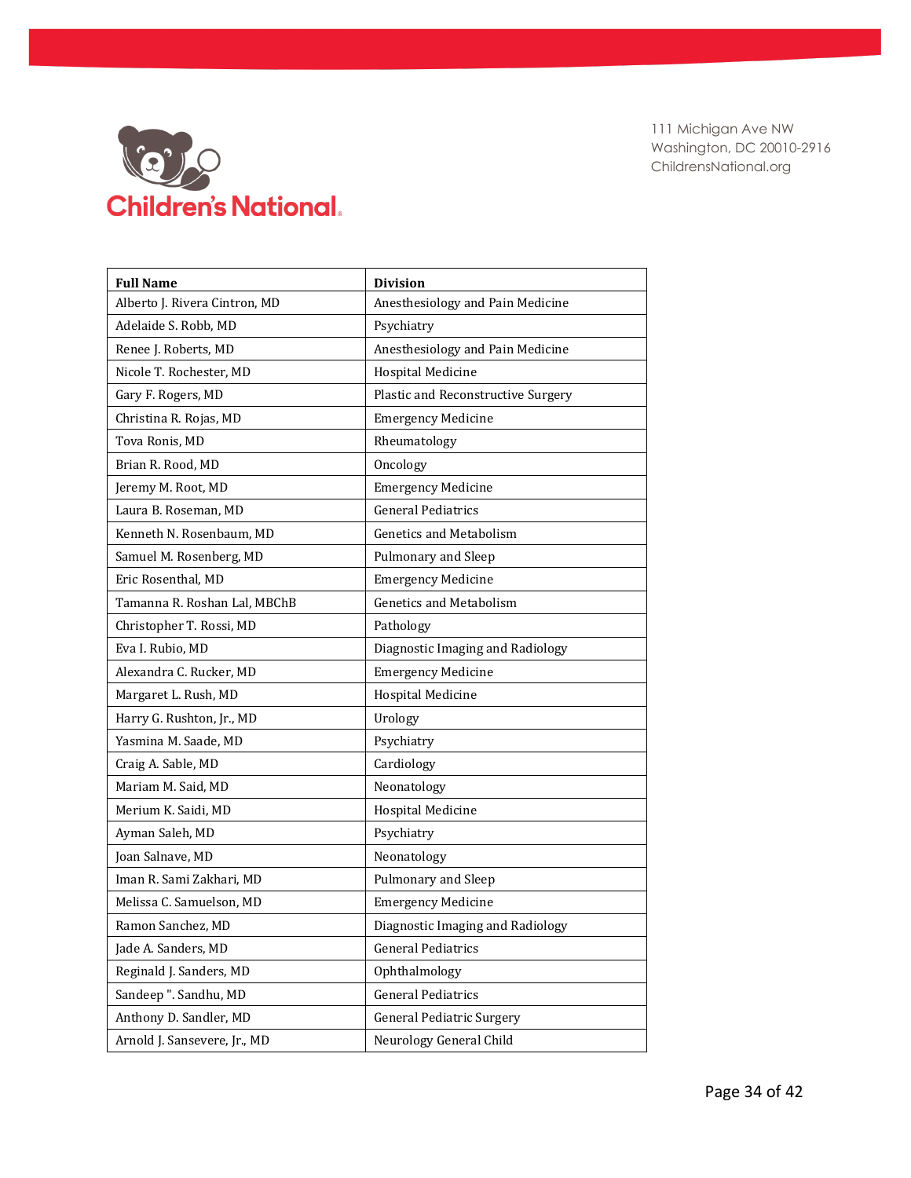| Full Name | Division |
|---|---|
| Alberto J. Rivera Cintron, MD | Anesthesiology and Pain Medicine |
| Adelaide S. Robb, MD | Psychiatry |
| Renee J. Roberts, MD | Anesthesiology and Pain Medicine |
| Nicole T. Rochester, MD | Hospital Medicine |
| Gary F. Rogers, MD | Plastic and Reconstructive Surgery |
| Christina R. Rojas, MD | Emergency Medicine |
| Tova Ronis, MD | Rheumatology |
| Brian R. Rood, MD | Oncology |
| Jeremy M. Root, MD | Emergency Medicine |
| Laura B. Roseman, MD | General Pediatrics |
| Kenneth N. Rosenbaum, MD | Genetics and Metabolism |
| Samuel M. Rosenberg, MD | Pulmonary and Sleep |
| Eric Rosenthal, MD | Emergency Medicine |
| Tamanna R. Roshan Lal, MBChB | Genetics and Metabolism |
| Christopher T. Rossi, MD | Pathology |
| Eva I. Rubio, MD | Diagnostic Imaging and Radiology |
| Alexandra C. Rucker, MD | Emergency Medicine |
| Margaret L. Rush, MD | Hospital Medicine |
| Harry G. Rushton, Jr., MD | Urology |
| Yasmina M. Saade, MD | Psychiatry |
| Craig A. Sable, MD | Cardiology |
| Mariam M. Said, MD | Neonatology |
| Merium K. Saidi, MD | Hospital Medicine |
| Ayman Saleh, MD | Psychiatry |
| Joan Salnave, MD | Neonatology |
| Iman R. Sami Zakhari, MD | Pulmonary and Sleep |
| Melissa C. Samuelson, MD | Emergency Medicine |
| Ramon Sanchez, MD | Diagnostic Imaging and Radiology |
| Jade A. Sanders, MD | General Pediatrics |
| Reginald J. Sanders, MD | Ophthalmology |
| Sandeep ". Sandhu, MD | General Pediatrics |
| Anthony D. Sandler, MD | General Pediatric Surgery |
| Arnold J. Sansevere, Jr., MD | Neurology General Child |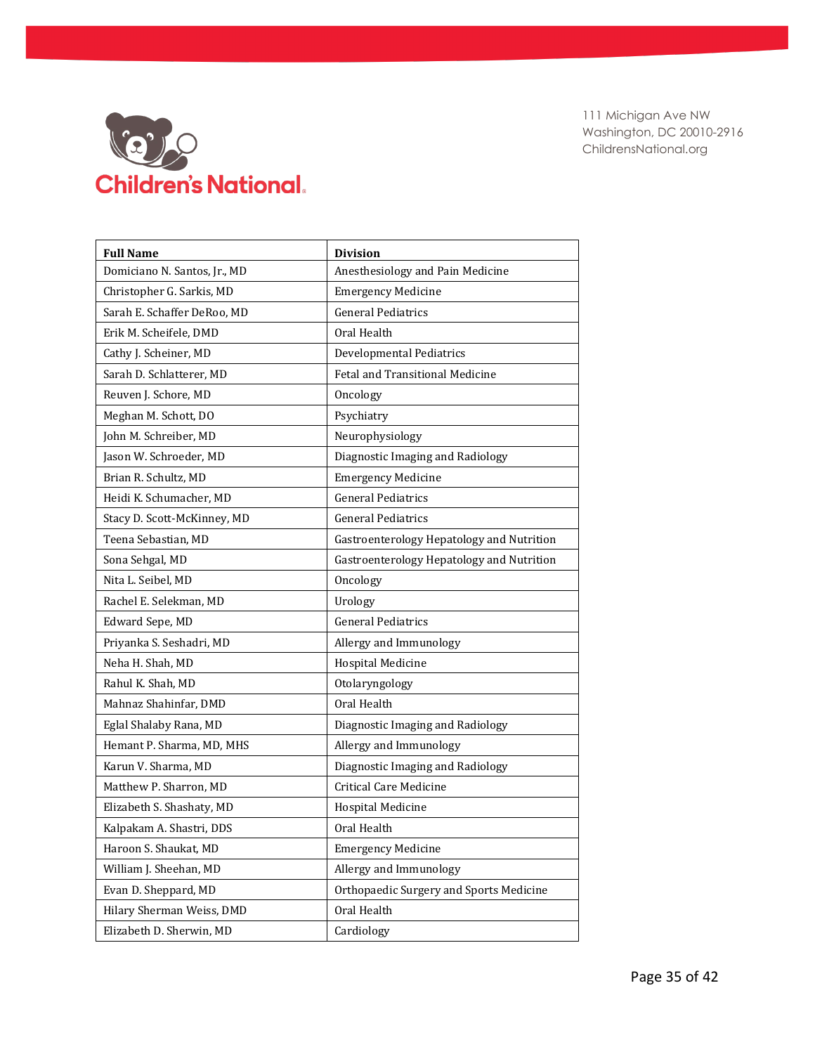111 Michigan Ave NW
Washington, DC 20010-2916
ChildrensNational.org

| Full Name | Division |
|---|---|
| Domiciano N. Santos, Jr., MD | Anesthesiology and Pain Medicine |
| Christopher G. Sarkis, MD | Emergency Medicine |
| Sarah E. Schaffer DeRoo, MD | General Pediatrics |
| Erik M. Scheifele, DMD | Oral Health |
| Cathy J. Scheiner, MD | Developmental Pediatrics |
| Sarah D. Schlatterer, MD | Fetal and Transitional Medicine |
| Reuven J. Schore, MD | Oncology |
| Meghan M. Schott, DO | Psychiatry |
| John M. Schreiber, MD | Neurophysiology |
| Jason W. Schroeder, MD | Diagnostic Imaging and Radiology |
| Brian R. Schultz, MD | Emergency Medicine |
| Heidi K. Schumacher, MD | General Pediatrics |
| Stacy D. Scott-McKinney, MD | General Pediatrics |
| Teena Sebastian, MD | Gastroenterology Hepatology and Nutrition |
| Sona Sehgal, MD | Gastroenterology Hepatology and Nutrition |
| Nita L. Seibel, MD | Oncology |
| Rachel E. Selekman, MD | Urology |
| Edward Sepe, MD | General Pediatrics |
| Priyanka S. Seshadri, MD | Allergy and Immunology |
| Neha H. Shah, MD | Hospital Medicine |
| Rahul K. Shah, MD | Otolaryngology |
| Mahnaz Shahinfar, DMD | Oral Health |
| Eglal Shalaby Rana, MD | Diagnostic Imaging and Radiology |
| Hemant P. Sharma, MD, MHS | Allergy and Immunology |
| Karun V. Sharma, MD | Diagnostic Imaging and Radiology |
| Matthew P. Sharron, MD | Critical Care Medicine |
| Elizabeth S. Shashaty, MD | Hospital Medicine |
| Kalpakam A. Shastri, DDS | Oral Health |
| Haroon S. Shaukat, MD | Emergency Medicine |
| William J. Sheehan, MD | Allergy and Immunology |
| Evan D. Sheppard, MD | Orthopaedic Surgery and Sports Medicine |
| Hilary Sherman Weiss, DMD | Oral Health |
| Elizabeth D. Sherwin, MD | Cardiology |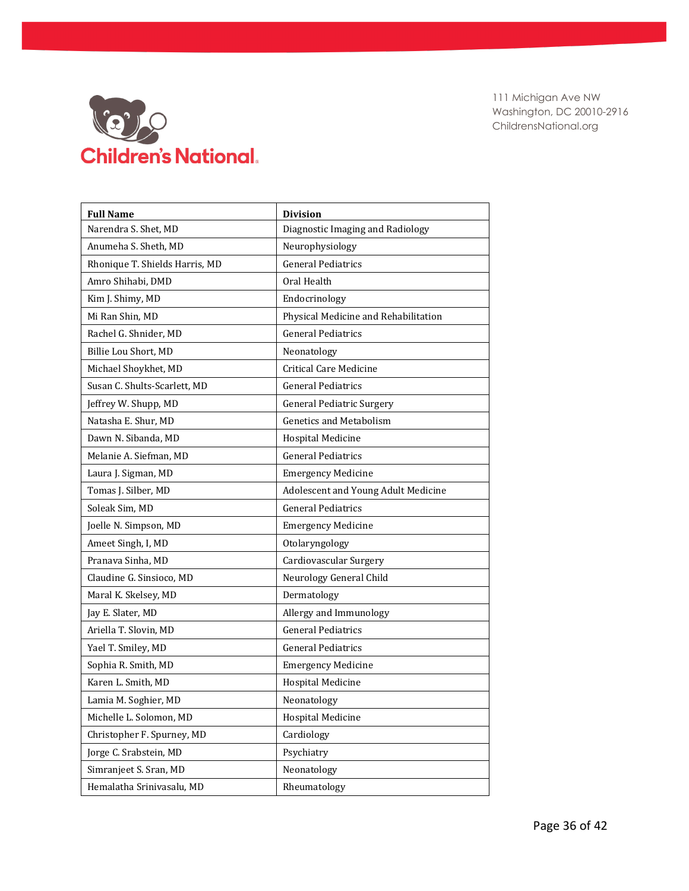111 Michigan Ave NW
Washington, DC 20010-2916
ChildrensNational.org

| Full Name | Division |
|---|---|
| Narendra S. Shet, MD | Diagnostic Imaging and Radiology |
| Anumeha S. Sheth, MD | Neurophysiology |
| Rhonique T. Shields Harris, MD | General Pediatrics |
| Amro Shihabi, DMD | Oral Health |
| Kim J. Shimy, MD | Endocrinology |
| Mi Ran Shin, MD | Physical Medicine and Rehabilitation |
| Rachel G. Shnider, MD | General Pediatrics |
| Billie Lou Short, MD | Neonatology |
| Michael Shoykhet, MD | Critical Care Medicine |
| Susan C. Shults-Scarlett, MD | General Pediatrics |
| Jeffrey W. Shupp, MD | General Pediatric Surgery |
| Natasha E. Shur, MD | Genetics and Metabolism |
| Dawn N. Sibanda, MD | Hospital Medicine |
| Melanie A. Siefman, MD | General Pediatrics |
| Laura J. Sigman, MD | Emergency Medicine |
| Tomas J. Silber, MD | Adolescent and Young Adult Medicine |
| Soleak Sim, MD | General Pediatrics |
| Joelle N. Simpson, MD | Emergency Medicine |
| Ameet Singh, I, MD | Otolaryngology |
| Pranava Sinha, MD | Cardiovascular Surgery |
| Claudine G. Sinsioco, MD | Neurology General Child |
| Maral K. Skelsey, MD | Dermatology |
| Jay E. Slater, MD | Allergy and Immunology |
| Ariella T. Slovin, MD | General Pediatrics |
| Yael T. Smiley, MD | General Pediatrics |
| Sophia R. Smith, MD | Emergency Medicine |
| Karen L. Smith, MD | Hospital Medicine |
| Lamia M. Soghier, MD | Neonatology |
| Michelle L. Solomon, MD | Hospital Medicine |
| Christopher F. Spurney, MD | Cardiology |
| Jorge C. Srabstein, MD | Psychiatry |
| Simranjeet S. Sran, MD | Neonatology |
| Hemalatha Srinivasalu, MD | Rheumatology |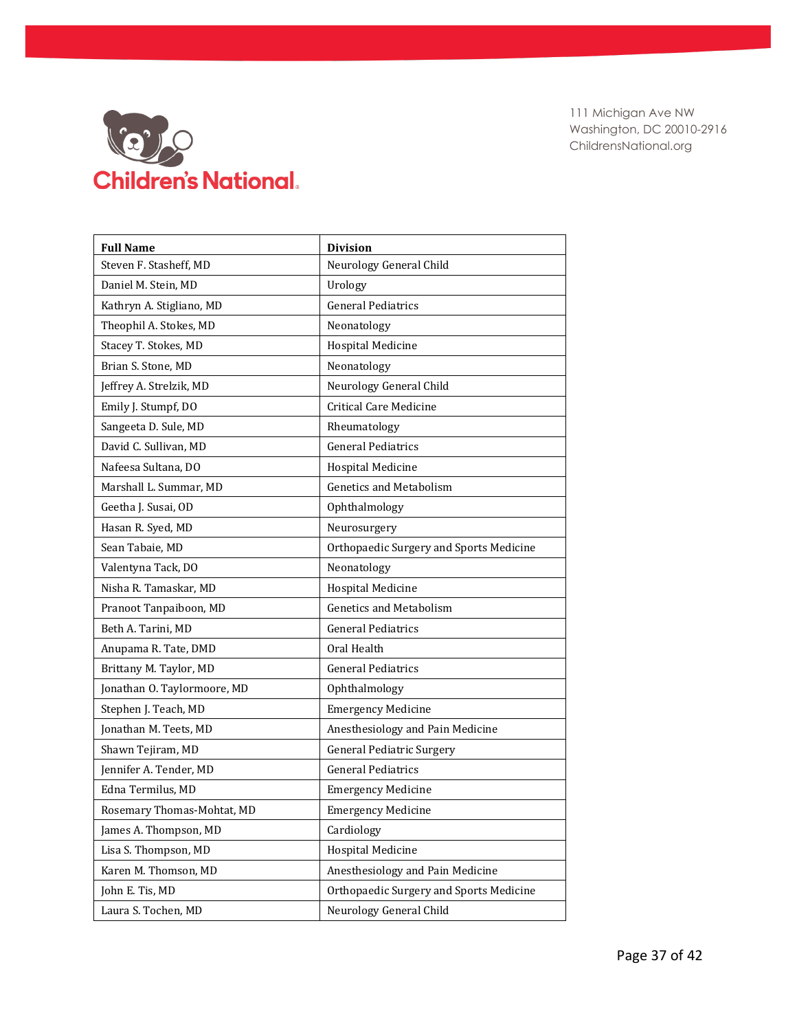111 Michigan Ave NW
Washington, DC 20010-2916
ChildrensNational.org

| Full Name | Division |
|---|---|
| Steven F. Stasheff, MD | Neurology General Child |
| Daniel M. Stein, MD | Urology |
| Kathryn A. Stigliano, MD | General Pediatrics |
| Theophil A. Stokes, MD | Neonatology |
| Stacey T. Stokes, MD | Hospital Medicine |
| Brian S. Stone, MD | Neonatology |
| Jeffrey A. Strelzik, MD | Neurology General Child |
| Emily J. Stumpf, DO | Critical Care Medicine |
| Sangeeta D. Sule, MD | Rheumatology |
| David C. Sullivan, MD | General Pediatrics |
| Nafeesa Sultana, DO | Hospital Medicine |
| Marshall L. Summar, MD | Genetics and Metabolism |
| Geetha J. Susai, OD | Ophthalmology |
| Hasan R. Syed, MD | Neurosurgery |
| Sean Tabaie, MD | Orthopaedic Surgery and Sports Medicine |
| Valentyna Tack, DO | Neonatology |
| Nisha R. Tamaskar, MD | Hospital Medicine |
| Pranoot Tanpaiboon, MD | Genetics and Metabolism |
| Beth A. Tarini, MD | General Pediatrics |
| Anupama R. Tate, DMD | Oral Health |
| Brittany M. Taylor, MD | General Pediatrics |
| Jonathan O. Taylormoore, MD | Ophthalmology |
| Stephen J. Teach, MD | Emergency Medicine |
| Jonathan M. Teets, MD | Anesthesiology and Pain Medicine |
| Shawn Tejiram, MD | General Pediatric Surgery |
| Jennifer A. Tender, MD | General Pediatrics |
| Edna Termilus, MD | Emergency Medicine |
| Rosemary Thomas-Mohtat, MD | Emergency Medicine |
| James A. Thompson, MD | Cardiology |
| Lisa S. Thompson, MD | Hospital Medicine |
| Karen M. Thomson, MD | Anesthesiology and Pain Medicine |
| John E. Tis, MD | Orthopaedic Surgery and Sports Medicine |
| Laura S. Tochen, MD | Neurology General Child |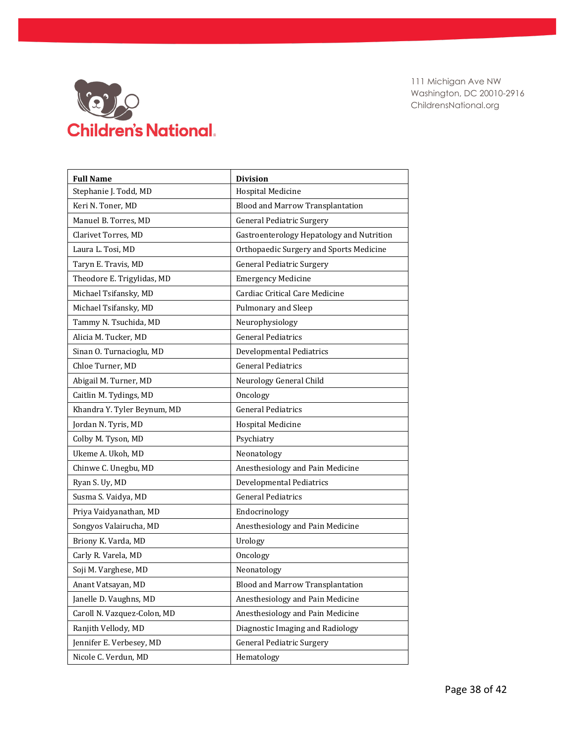111 Michigan Ave NW
Washington, DC 20010-2916
ChildrensNational.org

| Full Name | Division |
|---|---|
| Stephanie J. Todd, MD | Hospital Medicine |
| Keri N. Toner, MD | Blood and Marrow Transplantation |
| Manuel B. Torres, MD | General Pediatric Surgery |
| Clarivet Torres, MD | Gastroenterology Hepatology and Nutrition |
| Laura L. Tosi, MD | Orthopaedic Surgery and Sports Medicine |
| Taryn E. Travis, MD | General Pediatric Surgery |
| Theodore E. Trigylidas, MD | Emergency Medicine |
| Michael Tsifansky, MD | Cardiac Critical Care Medicine |
| Michael Tsifansky, MD | Pulmonary and Sleep |
| Tammy N. Tsuchida, MD | Neurophysiology |
| Alicia M. Tucker, MD | General Pediatrics |
| Sinan O. Turnacioglu, MD | Developmental Pediatrics |
| Chloe Turner, MD | General Pediatrics |
| Abigail M. Turner, MD | Neurology General Child |
| Caitlin M. Tydings, MD | Oncology |
| Khandra Y. Tyler Beynum, MD | General Pediatrics |
| Jordan N. Tyris, MD | Hospital Medicine |
| Colby M. Tyson, MD | Psychiatry |
| Ukeme A. Ukoh, MD | Neonatology |
| Chinwe C. Unegbu, MD | Anesthesiology and Pain Medicine |
| Ryan S. Uy, MD | Developmental Pediatrics |
| Susma S. Vaidya, MD | General Pediatrics |
| Priya Vaidyanathan, MD | Endocrinology |
| Songyos Valairucha, MD | Anesthesiology and Pain Medicine |
| Briony K. Varda, MD | Urology |
| Carly R. Varela, MD | Oncology |
| Soji M. Varghese, MD | Neonatology |
| Anant Vatsayan, MD | Blood and Marrow Transplantation |
| Janelle D. Vaughns, MD | Anesthesiology and Pain Medicine |
| Caroll N. Vazquez-Colon, MD | Anesthesiology and Pain Medicine |
| Ranjith Vellody, MD | Diagnostic Imaging and Radiology |
| Jennifer E. Verbesey, MD | General Pediatric Surgery |
| Nicole C. Verdun, MD | Hematology |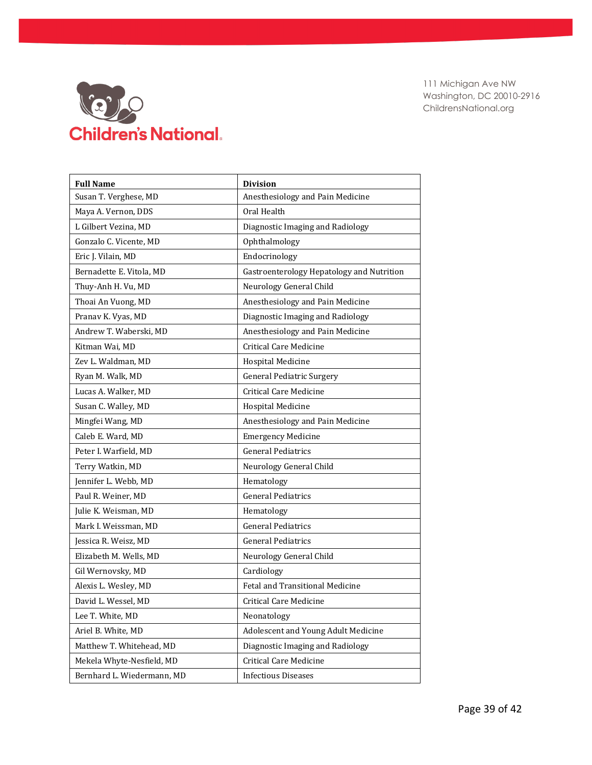111 Michigan Ave NW
Washington, DC 20010-2916
ChildrensNational.org

| Full Name | Division |
| --- | --- |
| Susan T. Verghese, MD | Anesthesiology and Pain Medicine |
| Maya A. Vernon, DDS | Oral Health |
| L Gilbert Vezina, MD | Diagnostic Imaging and Radiology |
| Gonzalo C. Vicente, MD | Ophthalmology |
| Eric J. Vilain, MD | Endocrinology |
| Bernadette E. Vitola, MD | Gastroenterology Hepatology and Nutrition |
| Thuy-Anh H. Vu, MD | Neurology General Child |
| Thoai An Vuong, MD | Anesthesiology and Pain Medicine |
| Pranav K. Vyas, MD | Diagnostic Imaging and Radiology |
| Andrew T. Waberski, MD | Anesthesiology and Pain Medicine |
| Kitman Wai, MD | Critical Care Medicine |
| Zev L. Waldman, MD | Hospital Medicine |
| Ryan M. Walk, MD | General Pediatric Surgery |
| Lucas A. Walker, MD | Critical Care Medicine |
| Susan C. Walley, MD | Hospital Medicine |
| Mingfei Wang, MD | Anesthesiology and Pain Medicine |
| Caleb E. Ward, MD | Emergency Medicine |
| Peter I. Warfield, MD | General Pediatrics |
| Terry Watkin, MD | Neurology General Child |
| Jennifer L. Webb, MD | Hematology |
| Paul R. Weiner, MD | General Pediatrics |
| Julie K. Weisman, MD | Hematology |
| Mark I. Weissman, MD | General Pediatrics |
| Jessica R. Weisz, MD | General Pediatrics |
| Elizabeth M. Wells, MD | Neurology General Child |
| Gil Wernovsky, MD | Cardiology |
| Alexis L. Wesley, MD | Fetal and Transitional Medicine |
| David L. Wessel, MD | Critical Care Medicine |
| Lee T. White, MD | Neonatology |
| Ariel B. White, MD | Adolescent and Young Adult Medicine |
| Matthew T. Whitehead, MD | Diagnostic Imaging and Radiology |
| Mekela Whyte-Nesfield, MD | Critical Care Medicine |
| Bernhard L. Wiedermann, MD | Infectious Diseases |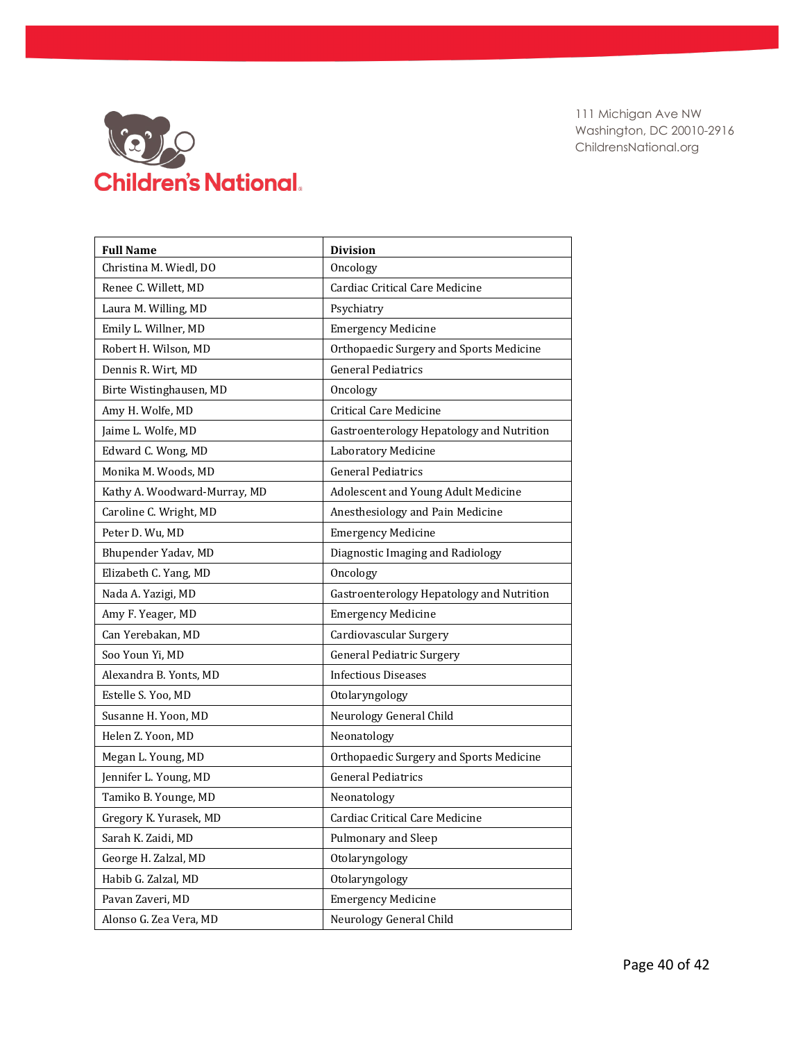111 Michigan Ave NW
Washington, DC 20010-2916
ChildrensNational.org

| Full Name | Division |
|---|---|
| Christina M. Wiedl, DO | Oncology |
| Renee C. Willett, MD | Cardiac Critical Care Medicine |
| Laura M. Willing, MD | Psychiatry |
| Emily L. Willner, MD | Emergency Medicine |
| Robert H. Wilson, MD | Orthopaedic Surgery and Sports Medicine |
| Dennis R. Wirt, MD | General Pediatrics |
| Birte Wistinghausen, MD | Oncology |
| Amy H. Wolfe, MD | Critical Care Medicine |
| Jaime L. Wolfe, MD | Gastroenterology Hepatology and Nutrition |
| Edward C. Wong, MD | Laboratory Medicine |
| Monika M. Woods, MD | General Pediatrics |
| Kathy A. Woodward-Murray, MD | Adolescent and Young Adult Medicine |
| Caroline C. Wright, MD | Anesthesiology and Pain Medicine |
| Peter D. Wu, MD | Emergency Medicine |
| Bhupender Yadav, MD | Diagnostic Imaging and Radiology |
| Elizabeth C. Yang, MD | Oncology |
| Nada A. Yazigi, MD | Gastroenterology Hepatology and Nutrition |
| Amy F. Yeager, MD | Emergency Medicine |
| Can Yerebakan, MD | Cardiovascular Surgery |
| Soo Youn Yi, MD | General Pediatric Surgery |
| Alexandra B. Yonts, MD | Infectious Diseases |
| Estelle S. Yoo, MD | Otolaryngology |
| Susanne H. Yoon, MD | Neurology General Child |
| Helen Z. Yoon, MD | Neonatology |
| Megan L. Young, MD | Orthopaedic Surgery and Sports Medicine |
| Jennifer L. Young, MD | General Pediatrics |
| Tamiko B. Younge, MD | Neonatology |
| Gregory K. Yurasek, MD | Cardiac Critical Care Medicine |
| Sarah K. Zaidi, MD | Pulmonary and Sleep |
| George H. Zalzal, MD | Otolaryngology |
| Habib G. Zalzal, MD | Otolaryngology |
| Pavan Zaveri, MD | Emergency Medicine |
| Alonso G. Zea Vera, MD | Neurology General Child |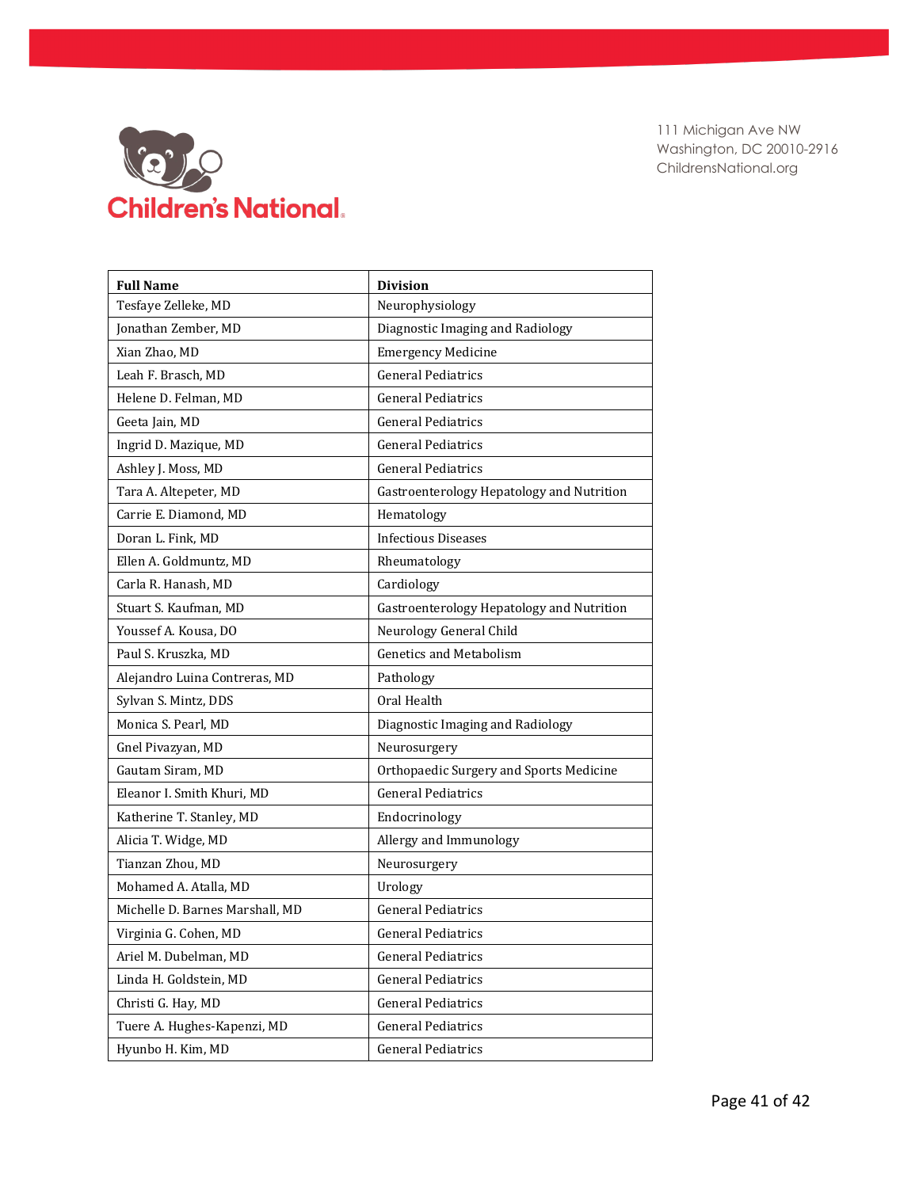111 Michigan Ave NW
Washington, DC 20010-2916
ChildrensNational.org

| Full Name | Division |
|---|---|
| Tesfaye Zelleke, MD | Neurophysiology |
| Jonathan Zember, MD | Diagnostic Imaging and Radiology |
| Xian Zhao, MD | Emergency Medicine |
| Leah F. Brasch, MD | General Pediatrics |
| Helene D. Felman, MD | General Pediatrics |
| Geeta Jain, MD | General Pediatrics |
| Ingrid D. Mazique, MD | General Pediatrics |
| Ashley J. Moss, MD | General Pediatrics |
| Tara A. Altepeter, MD | Gastroenterology Hepatology and Nutrition |
| Carrie E. Diamond, MD | Hematology |
| Doran L. Fink, MD | Infectious Diseases |
| Ellen A. Goldmuntz, MD | Rheumatology |
| Carla R. Hanash, MD | Cardiology |
| Stuart S. Kaufman, MD | Gastroenterology Hepatology and Nutrition |
| Youssef A. Kousa, DO | Neurology General Child |
| Paul S. Kruszka, MD | Genetics and Metabolism |
| Alejandro Luina Contreras, MD | Pathology |
| Sylvan S. Mintz, DDS | Oral Health |
| Monica S. Pearl, MD | Diagnostic Imaging and Radiology |
| Gnel Pivazyan, MD | Neurosurgery |
| Gautam Siram, MD | Orthopaedic Surgery and Sports Medicine |
| Eleanor I. Smith Khuri, MD | General Pediatrics |
| Katherine T. Stanley, MD | Endocrinology |
| Alicia T. Widge, MD | Allergy and Immunology |
| Tianzan Zhou, MD | Neurosurgery |
| Mohamed A. Atalla, MD | Urology |
| Michelle D. Barnes Marshall, MD | General Pediatrics |
| Virginia G. Cohen, MD | General Pediatrics |
| Ariel M. Dubelman, MD | General Pediatrics |
| Linda H. Goldstein, MD | General Pediatrics |
| Christi G. Hay, MD | General Pediatrics |
| Tuere A. Hughes-Kapenzi, MD | General Pediatrics |
| Hyunbo H. Kim, MD | General Pediatrics |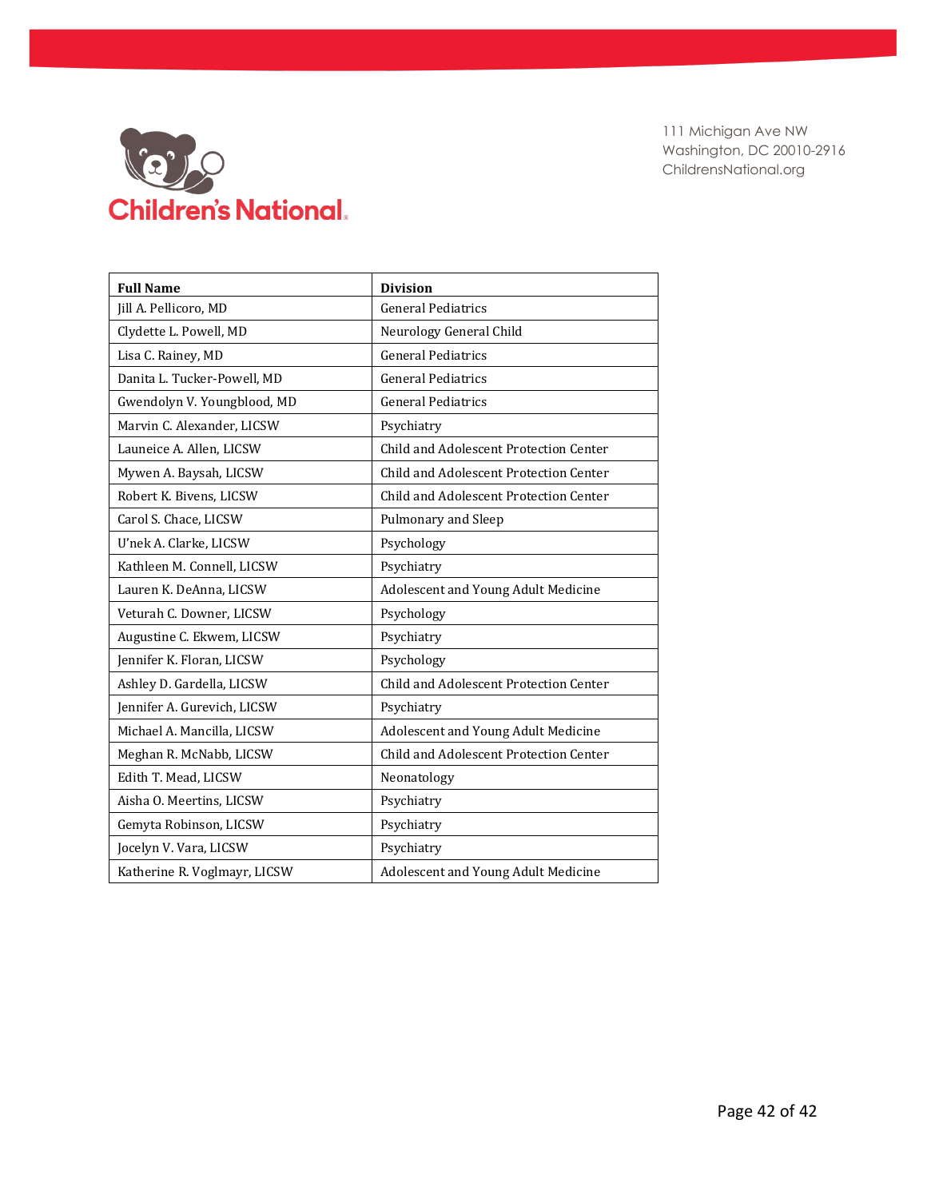Children's National

111 Michigan Ave NW
Washington, DC 20010-2916
ChildrensNational.org

| Full Name | Division |
|---|---|
| Jill A. Pellicoro, MD | General Pediatrics |
| Clydette L. Powell, MD | Neurology General Child |
| Lisa C. Rainey, MD | General Pediatrics |
| Danita L. Tucker-Powell, MD | General Pediatrics |
| Gwendolyn V. Youngblood, MD | General Pediatrics |
| Marvin C. Alexander, LICSW | Psychiatry |
| Launeice A. Allen, LICSW | Child and Adolescent Protection Center |
| Mywen A. Baysah, LICSW | Child and Adolescent Protection Center |
| Robert K. Bivens, LICSW | Child and Adolescent Protection Center |
| Carol S. Chace, LICSW | Pulmonary and Sleep |
| U'nek A. Clarke, LICSW | Psychology |
| Kathleen M. Connell, LICSW | Psychiatry |
| Lauren K. DeAnna, LICSW | Adolescent and Young Adult Medicine |
| Veturah C. Downer, LICSW | Psychology |
| Augustine C. Ekwem, LICSW | Psychiatry |
| Jennifer K. Floran, LICSW | Psychology |
| Ashley D. Gardella, LICSW | Child and Adolescent Protection Center |
| Jennifer A. Gurevich, LICSW | Psychiatry |
| Michael A. Mancilla, LICSW | Adolescent and Young Adult Medicine |
| Meghan R. McNabb, LICSW | Child and Adolescent Protection Center |
| Edith T. Mead, LICSW | Neonatology |
| Aisha O. Meertins, LICSW | Psychiatry |
| Gemyta Robinson, LICSW | Psychiatry |
| Jocelyn V. Vara, LICSW | Psychiatry |
| Katherine R. Voglmayr, LICSW | Adolescent and Young Adult Medicine |